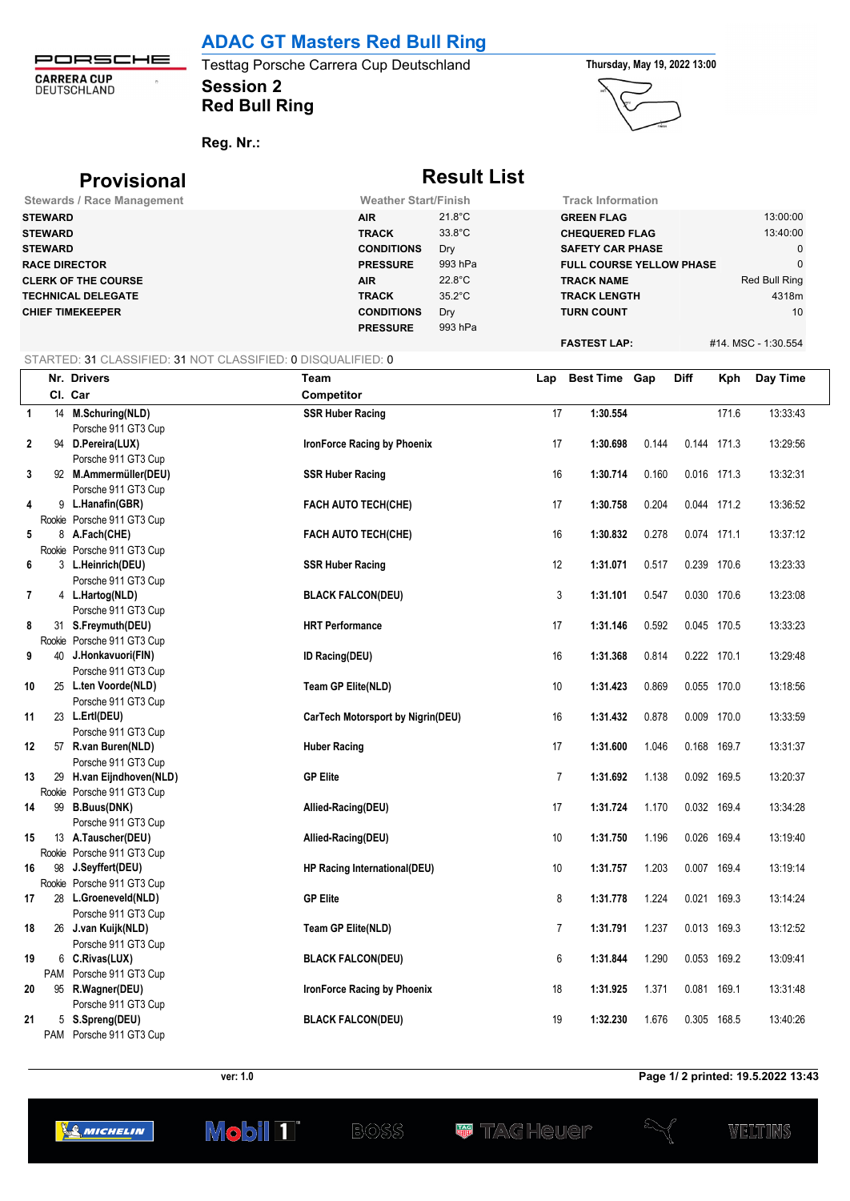# ADAC GT Masters Red Bull Ring

Testtag Porsche Carrera Cup Deutschland

**Session 2**

**Red Bull Ring**

Thursday, May 19, 2022 13:00

**Reg. Nr.:**

## Provisional Result List

| Stewards / Race Management | | Weather Start/Finish | | Track Information | |
|---|---|---|---|---|---|
| STEWARD | | AIR | 21.8°C | GREEN FLAG | 13:00:00 |
| STEWARD | | TRACK | 33.8°C | CHEQUERED FLAG | 13:40:00 |
| STEWARD | | CONDITIONS | Dry | SAFETY CAR PHASE | 0 |
| RACE DIRECTOR | | PRESSURE | 993 hPa | FULL COURSE YELLOW PHASE | 0 |
| CLERK OF THE COURSE | | AIR | 22.8°C | TRACK NAME | Red Bull Ring |
| TECHNICAL DELEGATE | | TRACK | 35.2°C | TRACK LENGTH | 4318m |
| CHIEF TIMEKEEPER | | CONDITIONS | Dry | TURN COUNT | 10 |
| | | PRESSURE | 993 hPa | | |
| | | | | FASTEST LAP: | #14. MSC - 1:30.554 |

STARTED: 31 CLASSIFIED: 31 NOT CLASSIFIED: 0 DISQUALIFIED: 0

| | Nr. / Cl. | Drivers / Car | Team / Competitor | Lap | Best Time | Gap | Diff | Kph | Day Time |
|---|---|---|---|---|---|---|---|---|---|
| 1 | 14 | **M.Schuring(NLD)** Porsche 911 GT3 Cup | SSR Huber Racing | 17 | **1:30.554** | | | 171.6 | 13:33:43 |
| 2 | 94 | **D.Pereira(LUX)** Porsche 911 GT3 Cup | IronForce Racing by Phoenix | 17 | **1:30.698** | 0.144 | 0.144 | 171.3 | 13:29:56 |
| 3 | 92 | **M.Ammermüller(DEU)** Porsche 911 GT3 Cup | SSR Huber Racing | 16 | **1:30.714** | 0.160 | 0.016 | 171.3 | 13:32:31 |
| 4 | 9 Rookie | **L.Hanafin(GBR)** Porsche 911 GT3 Cup | FACH AUTO TECH(CHE) | 17 | **1:30.758** | 0.204 | 0.044 | 171.2 | 13:36:52 |
| 5 | 8 Rookie | **A.Fach(CHE)** Porsche 911 GT3 Cup | FACH AUTO TECH(CHE) | 16 | **1:30.832** | 0.278 | 0.074 | 171.1 | 13:37:12 |
| 6 | 3 | **L.Heinrich(DEU)** Porsche 911 GT3 Cup | SSR Huber Racing | 12 | **1:31.071** | 0.517 | 0.239 | 170.6 | 13:23:33 |
| 7 | 4 | **L.Hartog(NLD)** Porsche 911 GT3 Cup | BLACK FALCON(DEU) | 3 | **1:31.101** | 0.547 | 0.030 | 170.6 | 13:23:08 |
| 8 | 31 Rookie | **S.Freymuth(DEU)** Porsche 911 GT3 Cup | HRT Performance | 17 | **1:31.146** | 0.592 | 0.045 | 170.5 | 13:33:23 |
| 9 | 40 | **J.Honkavuori(FIN)** Porsche 911 GT3 Cup | ID Racing(DEU) | 16 | **1:31.368** | 0.814 | 0.222 | 170.1 | 13:29:48 |
| 10 | 25 | **L.ten Voorde(NLD)** Porsche 911 GT3 Cup | Team GP Elite(NLD) | 10 | **1:31.423** | 0.869 | 0.055 | 170.0 | 13:18:56 |
| 11 | 23 | **L.Ertl(DEU)** Porsche 911 GT3 Cup | CarTech Motorsport by Nigrin(DEU) | 16 | **1:31.432** | 0.878 | 0.009 | 170.0 | 13:33:59 |
| 12 | 57 | **R.van Buren(NLD)** Porsche 911 GT3 Cup | Huber Racing | 17 | **1:31.600** | 1.046 | 0.168 | 169.7 | 13:31:37 |
| 13 | 29 Rookie | **H.van Eijndhoven(NLD)** Porsche 911 GT3 Cup | GP Elite | 7 | **1:31.692** | 1.138 | 0.092 | 169.5 | 13:20:37 |
| 14 | 99 | **B.Buus(DNK)** Porsche 911 GT3 Cup | Allied-Racing(DEU) | 17 | **1:31.724** | 1.170 | 0.032 | 169.4 | 13:34:28 |
| 15 | 13 Rookie | **A.Tauscher(DEU)** Porsche 911 GT3 Cup | Allied-Racing(DEU) | 10 | **1:31.750** | 1.196 | 0.026 | 169.4 | 13:19:40 |
| 16 | 98 Rookie | **J.Seyffert(DEU)** Porsche 911 GT3 Cup | HP Racing International(DEU) | 10 | **1:31.757** | 1.203 | 0.007 | 169.4 | 13:19:14 |
| 17 | 28 | **L.Groeneveld(NLD)** Porsche 911 GT3 Cup | GP Elite | 8 | **1:31.778** | 1.224 | 0.021 | 169.3 | 13:14:24 |
| 18 | 26 | **J.van Kuijk(NLD)** Porsche 911 GT3 Cup | Team GP Elite(NLD) | 7 | **1:31.791** | 1.237 | 0.013 | 169.3 | 13:12:52 |
| 19 | 6 PAM | **C.Rivas(LUX)** Porsche 911 GT3 Cup | BLACK FALCON(DEU) | 6 | **1:31.844** | 1.290 | 0.053 | 169.2 | 13:09:41 |
| 20 | 95 | **R.Wagner(DEU)** Porsche 911 GT3 Cup | IronForce Racing by Phoenix | 18 | **1:31.925** | 1.371 | 0.081 | 169.1 | 13:31:48 |
| 21 | 5 PAM | **S.Spreng(DEU)** Porsche 911 GT3 Cup | BLACK FALCON(DEU) | 19 | **1:32.230** | 1.676 | 0.305 | 168.5 | 13:40:26 |

ver: 1.0

Page 1/ 2 printed: 19.5.2022 13:43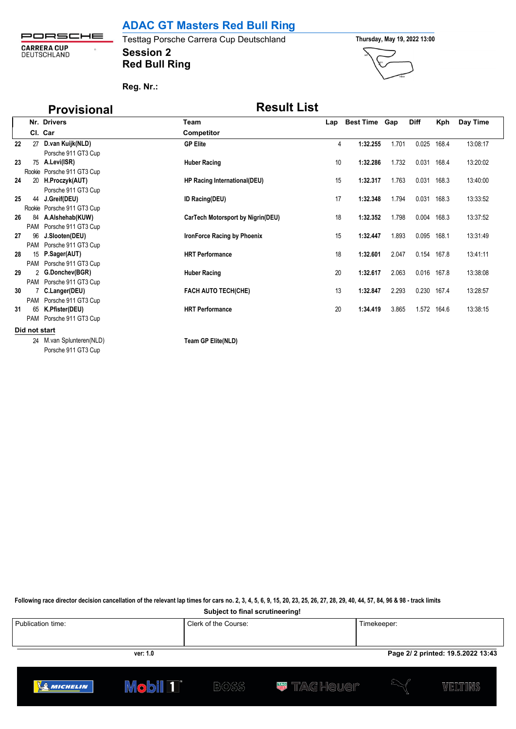# ADAC GT Masters Red Bull Ring

Testtag Porsche Carrera Cup Deutschland

**Thursday, May 19, 2022 13:00**

## Session 2
## Red Bull Ring

**Reg. Nr.:**

## Provisional

## Result List

| Pos | Nr. / Cl. | Drivers / Car | Team / Competitor | Lap | Best Time | Gap | Diff | Kph | Day Time |
|---|---|---|---|---|---|---|---|---|---|
| 22 | 27 | **D.van Kuijk(NLD)**<br>Porsche 911 GT3 Cup | **GP Elite** | 4 | **1:32.255** | 1.701 | 0.025 | 168.4 | 13:08:17 |
| 23 | 75<br>Rookie | **A.Levi(ISR)**<br>Porsche 911 GT3 Cup | **Huber Racing** | 10 | **1:32.286** | 1.732 | 0.031 | 168.4 | 13:20:02 |
| 24 | 20 | **H.Proczyk(AUT)**<br>Porsche 911 GT3 Cup | **HP Racing International(DEU)** | 15 | **1:32.317** | 1.763 | 0.031 | 168.3 | 13:40:00 |
| 25 | 44<br>Rookie | **J.Greif(DEU)**<br>Porsche 911 GT3 Cup | **ID Racing(DEU)** | 17 | **1:32.348** | 1.794 | 0.031 | 168.3 | 13:33:52 |
| 26 | 84<br>PAM | **A.Alshehab(KUW)**<br>Porsche 911 GT3 Cup | **CarTech Motorsport by Nigrin(DEU)** | 18 | **1:32.352** | 1.798 | 0.004 | 168.3 | 13:37:52 |
| 27 | 96<br>PAM | **J.Slooten(DEU)**<br>Porsche 911 GT3 Cup | **IronForce Racing by Phoenix** | 15 | **1:32.447** | 1.893 | 0.095 | 168.1 | 13:31:49 |
| 28 | 15<br>PAM | **P.Sager(AUT)**<br>Porsche 911 GT3 Cup | **HRT Performance** | 18 | **1:32.601** | 2.047 | 0.154 | 167.8 | 13:41:11 |
| 29 | 2<br>PAM | **G.Donchev(BGR)**<br>Porsche 911 GT3 Cup | **Huber Racing** | 20 | **1:32.617** | 2.063 | 0.016 | 167.8 | 13:38:08 |
| 30 | 7<br>PAM | **C.Langer(DEU)**<br>Porsche 911 GT3 Cup | **FACH AUTO TECH(CHE)** | 13 | **1:32.847** | 2.293 | 0.230 | 167.4 | 13:28:57 |
| 31 | 65<br>PAM | **K.Pfister(DEU)**<br>Porsche 911 GT3 Cup | **HRT Performance** | 20 | **1:34.419** | 3.865 | 1.572 | 164.6 | 13:38:15 |

**Did not start**

| Nr. | Drivers / Car | Team / Competitor |
|---|---|---|
| 24 | M.van Splunteren(NLD)<br>Porsche 911 GT3 Cup | **Team GP Elite(NLD)** |

**Following race director decision cancellation of the relevant lap times for cars no. 2, 3, 4, 5, 6, 9, 15, 20, 23, 25, 26, 27, 28, 29, 40, 44, 57, 84, 96 & 98 - track limits**

**Subject to final scrutineering!**

| Publication time: | Clerk of the Course: | Timekeeper: |
|---|---|---|
| | | |

**ver: 1.0**

**Page 2/ 2 printed: 19.5.2022 13:43**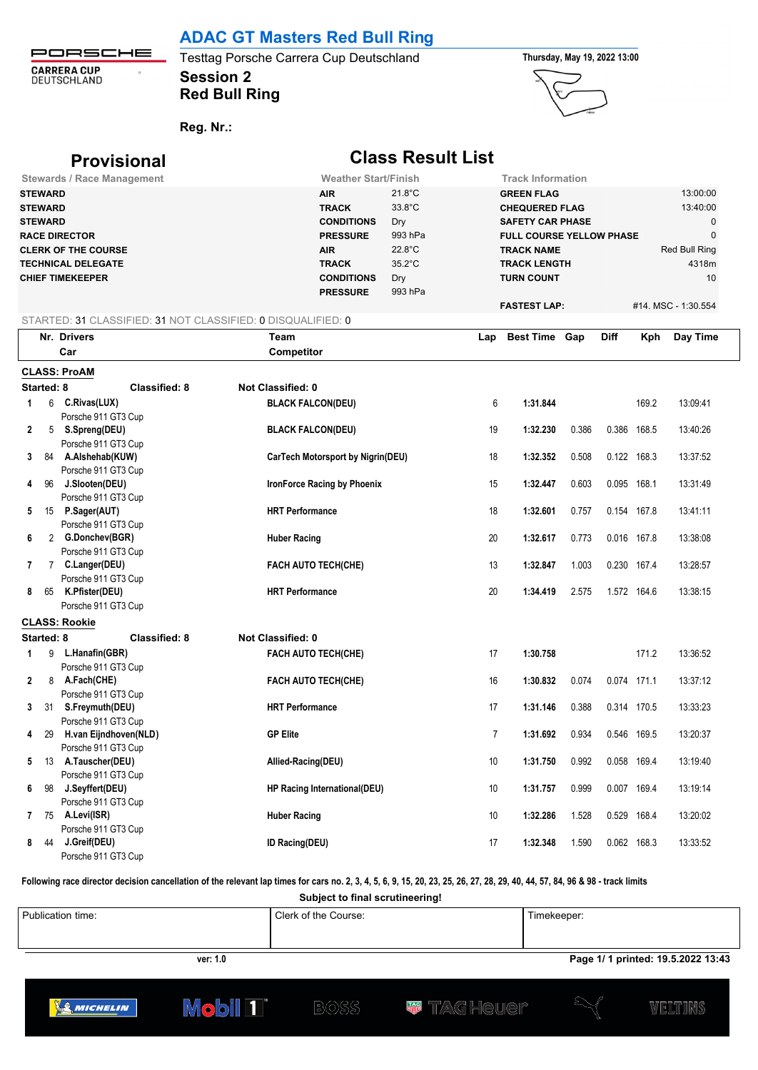# ADAC GT Masters Red Bull Ring

PORSCHE CARRERA CUP DEUTSCHLAND

Testtag Porsche Carrera Cup Deutschland

**Session 2**

**Red Bull Ring**

**Reg. Nr.:**

Thursday, May 19, 2022 13:00

## Provisional

## Class Result List

| Stewards / Race Management | | Weather Start/Finish | | Track Information | |
|---|---|---|---|---|---|
| STEWARD | | AIR | 21.8°C | GREEN FLAG | 13:00:00 |
| STEWARD | | TRACK | 33.8°C | CHEQUERED FLAG | 13:40:00 |
| STEWARD | | CONDITIONS | Dry | SAFETY CAR PHASE | 0 |
| RACE DIRECTOR | | PRESSURE | 993 hPa | FULL COURSE YELLOW PHASE | 0 |
| CLERK OF THE COURSE | | AIR | 22.8°C | TRACK NAME | Red Bull Ring |
| TECHNICAL DELEGATE | | TRACK | 35.2°C | TRACK LENGTH | 4318m |
| CHIEF TIMEKEEPER | | CONDITIONS | Dry | TURN COUNT | 10 |
| | | PRESSURE | 993 hPa | | |
| | | | | FASTEST LAP: | #14. MSC - 1:30.554 |

STARTED: 31 CLASSIFIED: 31 NOT CLASSIFIED: 0 DISQUALIFIED: 0

| Pos | Nr. | Drivers / Car | Team / Competitor | Lap | Best Time | Gap | Diff | Kph | Day Time |
|---|---|---|---|---|---|---|---|---|---|
| **CLASS: ProAM** | | | | | | | | | |
| **Started: 8** | | **Classified: 8** | **Not Classified: 0** | | | | | | |
| 1 | 6 | **C.Rivas(LUX)** Porsche 911 GT3 Cup | **BLACK FALCON(DEU)** | 6 | **1:31.844** | | | 169.2 | 13:09:41 |
| 2 | 5 | **S.Spreng(DEU)** Porsche 911 GT3 Cup | **BLACK FALCON(DEU)** | 19 | **1:32.230** | 0.386 | 0.386 | 168.5 | 13:40:26 |
| 3 | 84 | **A.Alshehab(KUW)** Porsche 911 GT3 Cup | **CarTech Motorsport by Nigrin(DEU)** | 18 | **1:32.352** | 0.508 | 0.122 | 168.3 | 13:37:52 |
| 4 | 96 | **J.Slooten(DEU)** Porsche 911 GT3 Cup | **IronForce Racing by Phoenix** | 15 | **1:32.447** | 0.603 | 0.095 | 168.1 | 13:31:49 |
| 5 | 15 | **P.Sager(AUT)** Porsche 911 GT3 Cup | **HRT Performance** | 18 | **1:32.601** | 0.757 | 0.154 | 167.8 | 13:41:11 |
| 6 | 2 | **G.Donchev(BGR)** Porsche 911 GT3 Cup | **Huber Racing** | 20 | **1:32.617** | 0.773 | 0.016 | 167.8 | 13:38:08 |
| 7 | 7 | **C.Langer(DEU)** Porsche 911 GT3 Cup | **FACH AUTO TECH(CHE)** | 13 | **1:32.847** | 1.003 | 0.230 | 167.4 | 13:28:57 |
| 8 | 65 | **K.Pfister(DEU)** Porsche 911 GT3 Cup | **HRT Performance** | 20 | **1:34.419** | 2.575 | 1.572 | 164.6 | 13:38:15 |
| **CLASS: Rookie** | | | | | | | | | |
| **Started: 8** | | **Classified: 8** | **Not Classified: 0** | | | | | | |
| 1 | 9 | **L.Hanafin(GBR)** Porsche 911 GT3 Cup | **FACH AUTO TECH(CHE)** | 17 | **1:30.758** | | | 171.2 | 13:36:52 |
| 2 | 8 | **A.Fach(CHE)** Porsche 911 GT3 Cup | **FACH AUTO TECH(CHE)** | 16 | **1:30.832** | 0.074 | 0.074 | 171.1 | 13:37:12 |
| 3 | 31 | **S.Freymuth(DEU)** Porsche 911 GT3 Cup | **HRT Performance** | 17 | **1:31.146** | 0.388 | 0.314 | 170.5 | 13:33:23 |
| 4 | 29 | **H.van Eijndhoven(NLD)** Porsche 911 GT3 Cup | **GP Elite** | 7 | **1:31.692** | 0.934 | 0.546 | 169.5 | 13:20:37 |
| 5 | 13 | **A.Tauscher(DEU)** Porsche 911 GT3 Cup | **Allied-Racing(DEU)** | 10 | **1:31.750** | 0.992 | 0.058 | 169.4 | 13:19:40 |
| 6 | 98 | **J.Seyffert(DEU)** Porsche 911 GT3 Cup | **HP Racing International(DEU)** | 10 | **1:31.757** | 0.999 | 0.007 | 169.4 | 13:19:14 |
| 7 | 75 | **A.Levi(ISR)** Porsche 911 GT3 Cup | **Huber Racing** | 10 | **1:32.286** | 1.528 | 0.529 | 168.4 | 13:20:02 |
| 8 | 44 | **J.Greif(DEU)** Porsche 911 GT3 Cup | **ID Racing(DEU)** | 17 | **1:32.348** | 1.590 | 0.062 | 168.3 | 13:33:52 |

**Following race director decision cancellation of the relevant lap times for cars no. 2, 3, 4, 5, 6, 9, 15, 20, 23, 25, 26, 27, 28, 29, 40, 44, 57, 84, 96 & 98 - track limits**

**Subject to final scrutineering!**

| Publication time: | Clerk of the Course: | Timekeeper: |
|---|---|---|
| | | |

ver: 1.0

Page 1/ 1 printed: 19.5.2022 13:43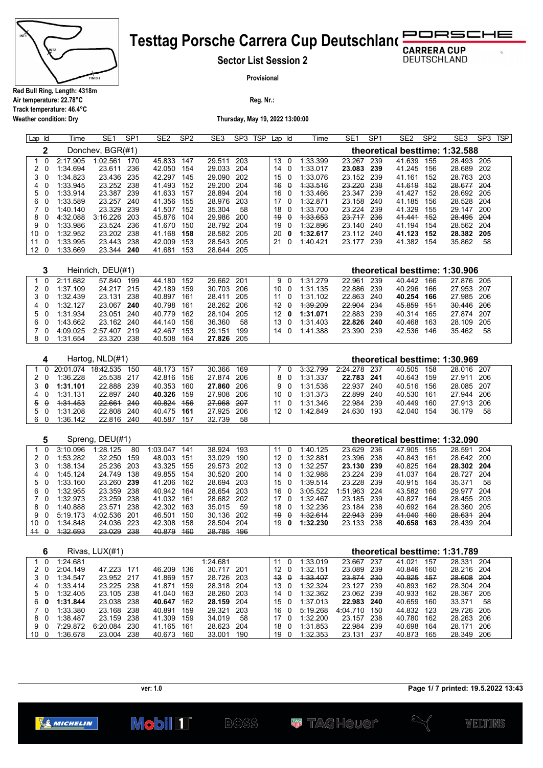# Testtag Porsche Carrera Cup Deutschland

## Sector List Session 2

**Provisional**

Red Bull Ring, Length: 4318m
Air temperature: 22.78°C
Track temperature: 46.4°C
Weather condition: Dry

Reg. Nr.:

Thursday, May 19, 2022 13:00:00

### 2 Donchev, BGR(#1) — theoretical besttime: 1:32.588

| Lap | Id | Time | SE1 | SP1 | SE2 | SP2 | SE3 | SP3 | TSP | Lap | Id | Time | SE1 | SP1 | SE2 | SP2 | SE3 | SP3 | TSP |
|---|---|---|---|---|---|---|---|---|---|---|---|---|---|---|---|---|---|---|---|
| 1 | 0 | 2:17.905 | 1:02.561 | 170 | 45.833 | 147 | 29.511 | 203 | | 13 | 0 | 1:33.399 | 23.267 | 239 | 41.639 | 155 | 28.493 | 205 | |
| 2 | 0 | 1:34.694 | 23.611 | 236 | 42.050 | 154 | 29.033 | 204 | | 14 | 0 | 1:33.017 | **23.083** | **239** | 41.245 | 156 | 28.689 | 202 | |
| 3 | 0 | 1:34.823 | 23.436 | 235 | 42.297 | 145 | 29.090 | 202 | | 15 | 0 | 1:33.076 | 23.152 | 239 | 41.161 | 152 | 28.763 | 203 | |
| 4 | 0 | 1:33.945 | 23.252 | 238 | 41.493 | 152 | 29.200 | 204 | | ~~16~~ | ~~0~~ | ~~1:33.516~~ | ~~23.220~~ | ~~238~~ | ~~41.619~~ | ~~152~~ | ~~28.677~~ | ~~204~~ | |
| 5 | 0 | 1:33.914 | 23.387 | 239 | 41.633 | 157 | 28.894 | 204 | | 16 | 0 | 1:33.466 | 23.347 | 239 | 41.427 | 152 | 28.692 | 205 | |
| 6 | 0 | 1:33.589 | 23.257 | 240 | 41.356 | 155 | 28.976 | 203 | | 17 | 0 | 1:32.871 | 23.158 | 240 | 41.185 | 156 | 28.528 | 204 | |
| 7 | 0 | 1:40.140 | 23.329 | 239 | 41.507 | 152 | 35.304 | 58 | | 18 | 0 | 1:33.700 | 23.224 | 239 | 41.329 | 155 | 29.147 | 200 | |
| 8 | 0 | 4:32.088 | 3:16.226 | 203 | 45.876 | 104 | 29.986 | 200 | | ~~19~~ | ~~0~~ | ~~1:33.653~~ | ~~23.717~~ | ~~236~~ | ~~41.441~~ | ~~152~~ | ~~28.495~~ | ~~204~~ | |
| 9 | 0 | 1:33.986 | 23.524 | 236 | 41.670 | 150 | 28.792 | 204 | | 19 | 0 | 1:32.896 | 23.140 | 240 | 41.194 | 154 | 28.562 | 204 | |
| 10 | 0 | 1:32.952 | 23.202 | 238 | 41.168 | **158** | 28.582 | 205 | | 20 | **0** | **1:32.617** | 23.112 | 240 | **41.123** | **152** | **28.382** | **205** | |
| 11 | 0 | 1:33.995 | 23.443 | 238 | 42.009 | 153 | 28.543 | 205 | | 21 | 0 | 1:40.421 | 23.177 | 239 | 41.382 | 154 | 35.862 | 58 | |
| 12 | 0 | 1:33.669 | 23.344 | **240** | 41.681 | 153 | 28.644 | 205 | | | | | | | | | | | |

### 3 Heinrich, DEU(#1) — theoretical besttime: 1:30.906

| Lap | Id | Time | SE1 | SP1 | SE2 | SP2 | SE3 | SP3 | TSP | Lap | Id | Time | SE1 | SP1 | SE2 | SP2 | SE3 | SP3 | TSP |
|---|---|---|---|---|---|---|---|---|---|---|---|---|---|---|---|---|---|---|---|
| 1 | 0 | 2:11.682 | 57.840 | 199 | 44.180 | 152 | 29.662 | 201 | | 9 | 0 | 1:31.279 | 22.961 | 239 | 40.442 | 166 | 27.876 | 205 | |
| 2 | 0 | 1:37.109 | 24.217 | 215 | 42.189 | 159 | 30.703 | 206 | | 10 | 0 | 1:31.135 | 22.886 | 239 | 40.296 | 166 | 27.953 | 207 | |
| 3 | 0 | 1:32.439 | 23.131 | 238 | 40.897 | 161 | 28.411 | 205 | | 11 | 0 | 1:31.102 | 22.863 | 240 | **40.254** | **166** | 27.985 | 206 | |
| 4 | 0 | 1:32.127 | 23.067 | **240** | 40.798 | 161 | 28.262 | 206 | | ~~12~~ | ~~0~~ | ~~1:39.209~~ | ~~22.904~~ | ~~234~~ | ~~45.859~~ | ~~151~~ | ~~30.446~~ | ~~206~~ | |
| 5 | 0 | 1:31.934 | 23.051 | 240 | 40.779 | 162 | 28.104 | 205 | | 12 | **0** | **1:31.071** | 22.883 | 239 | 40.314 | 165 | 27.874 | 207 | |
| 6 | 0 | 1:43.662 | 23.162 | 240 | 44.140 | 156 | 36.360 | 58 | | 13 | 0 | 1:31.403 | **22.826** | **240** | 40.468 | 163 | 28.109 | 205 | |
| 7 | 0 | 4:09.025 | 2:57.407 | 219 | 42.467 | 153 | 29.151 | 199 | | 14 | 0 | 1:41.388 | 23.390 | 239 | 42.536 | 146 | 35.462 | 58 | |
| 8 | 0 | 1:31.654 | 23.320 | 238 | 40.508 | 164 | **27.826** | 205 | | | | | | | | | | | |

### 4 Hartog, NLD(#1) — theoretical besttime: 1:30.969

| Lap | Id | Time | SE1 | SP1 | SE2 | SP2 | SE3 | SP3 | TSP | Lap | Id | Time | SE1 | SP1 | SE2 | SP2 | SE3 | SP3 | TSP |
|---|---|---|---|---|---|---|---|---|---|---|---|---|---|---|---|---|---|---|---|
| 1 | 0 | 20:01.074 | 18:42.535 | 150 | 48.173 | 157 | 30.366 | 169 | | 7 | 0 | 3:32.799 | 2:24.278 | 237 | 40.505 | 158 | 28.016 | 207 | |
| 2 | 0 | 1:36.228 | 25.538 | 217 | 42.816 | 156 | 27.874 | 206 | | 8 | 0 | 1:31.337 | **22.783** | **241** | 40.643 | 159 | 27.911 | 206 | |
| 3 | **0** | **1:31.101** | 22.888 | 239 | 40.353 | 160 | **27.860** | 206 | | 9 | 0 | 1:31.538 | 22.937 | 240 | 40.516 | 156 | 28.085 | 207 | |
| 4 | 0 | 1:31.131 | 22.897 | 240 | **40.326** | 159 | 27.908 | 206 | | 10 | 0 | 1:31.373 | 22.899 | 240 | 40.530 | 161 | 27.944 | 206 | |
| ~~5~~ | ~~0~~ | ~~1:31.453~~ | ~~22.661~~ | ~~240~~ | ~~40.824~~ | ~~156~~ | ~~27.968~~ | ~~207~~ | | 11 | 0 | 1:31.346 | 22.984 | 239 | 40.449 | 160 | 27.913 | 206 | |
| 5 | 0 | 1:31.208 | 22.808 | 240 | 40.475 | **161** | 27.925 | 206 | | 12 | 0 | 1:42.849 | 24.630 | 193 | 42.040 | 154 | 36.179 | 58 | |
| 6 | 0 | 1:36.142 | 22.816 | 240 | 40.587 | 157 | 32.739 | 58 | | | | | | | | | | | |

### 5 Spreng, DEU(#1) — theoretical besttime: 1:32.090

| Lap | Id | Time | SE1 | SP1 | SE2 | SP2 | SE3 | SP3 | TSP | Lap | Id | Time | SE1 | SP1 | SE2 | SP2 | SE3 | SP3 | TSP |
|---|---|---|---|---|---|---|---|---|---|---|---|---|---|---|---|---|---|---|---|
| 1 | 0 | 3:10.096 | 1:28.125 | 80 | 1:03.047 | 141 | 38.924 | 193 | | 11 | 0 | 1:40.125 | 23.629 | 236 | 47.905 | 155 | 28.591 | 204 | |
| 2 | 0 | 1:53.282 | 32.250 | 159 | 48.003 | 151 | 33.029 | 190 | | 12 | 0 | 1:32.881 | 23.396 | 238 | 40.843 | 161 | 28.642 | 200 | |
| 3 | 0 | 1:38.134 | 25.236 | 203 | 43.325 | 155 | 29.573 | 202 | | 13 | 0 | 1:32.257 | **23.130** | **239** | 40.825 | 164 | **28.302** | **204** | |
| 4 | 0 | 1:45.124 | 24.749 | 138 | 49.855 | 154 | 30.520 | 200 | | 14 | 0 | 1:32.988 | 23.224 | 239 | 41.037 | 164 | 28.727 | 204 | |
| 5 | 0 | 1:33.160 | 23.260 | **239** | 41.206 | 162 | 28.694 | 203 | | 15 | 0 | 1:39.514 | 23.228 | 239 | 40.915 | 164 | 35.371 | 58 | |
| 6 | 0 | 1:32.955 | 23.359 | 238 | 40.942 | 164 | 28.654 | 203 | | 16 | 0 | 3:05.522 | 1:51.963 | 224 | 43.582 | 166 | 29.977 | 204 | |
| 7 | 0 | 1:32.973 | 23.259 | 238 | 41.032 | 161 | 28.682 | 202 | | 17 | 0 | 1:32.467 | 23.185 | 239 | 40.827 | 164 | 28.455 | 203 | |
| 8 | 0 | 1:40.888 | 23.571 | 238 | 42.302 | 163 | 35.015 | 59 | | 18 | 0 | 1:32.236 | 23.184 | 238 | 40.692 | 164 | 28.360 | 205 | |
| 9 | 0 | 5:19.173 | 4:02.536 | 201 | 46.501 | 150 | 30.136 | 202 | | ~~19~~ | ~~0~~ | ~~1:32.614~~ | ~~22.943~~ | ~~239~~ | ~~41.040~~ | ~~160~~ | ~~28.631~~ | ~~204~~ | |
| 10 | 0 | 1:34.848 | 24.036 | 223 | 42.308 | 158 | 28.504 | 204 | | 19 | **0** | **1:32.230** | 23.133 | 238 | **40.658** | **163** | 28.439 | 204 | |
| ~~11~~ | ~~0~~ | ~~1:32.693~~ | ~~23.029~~ | ~~238~~ | ~~40.879~~ | ~~160~~ | ~~28.785~~ | ~~196~~ | | | | | | | | | | | |

### 6 Rivas, LUX(#1) — theoretical besttime: 1:31.789

| Lap | Id | Time | SE1 | SP1 | SE2 | SP2 | SE3 | SP3 | TSP | Lap | Id | Time | SE1 | SP1 | SE2 | SP2 | SE3 | SP3 | TSP |
|---|---|---|---|---|---|---|---|---|---|---|---|---|---|---|---|---|---|---|---|
| 1 | 0 | 1:24.681 | | | | | 1:24.681 | | | 11 | 0 | 1:33.019 | 23.667 | 237 | 41.021 | 157 | 28.331 | 204 | |
| 2 | 0 | 2:04.149 | 47.223 | 171 | 46.209 | 136 | 30.717 | 201 | | 12 | 0 | 1:32.151 | 23.089 | 239 | 40.846 | 160 | 28.216 | 204 | |
| 3 | 0 | 1:34.547 | 23.952 | 217 | 41.869 | 157 | 28.726 | 203 | | ~~13~~ | ~~0~~ | ~~1:33.407~~ | ~~23.874~~ | ~~230~~ | ~~40.925~~ | ~~157~~ | ~~28.608~~ | ~~204~~ | |
| 4 | 0 | 1:33.414 | 23.225 | 238 | 41.871 | 159 | 28.318 | 204 | | 13 | 0 | 1:32.324 | 23.127 | 239 | 40.893 | 162 | 28.304 | 204 | |
| 5 | 0 | 1:32.405 | 23.105 | 238 | 41.040 | 163 | 28.260 | 203 | | 14 | 0 | 1:32.362 | 23.062 | 239 | 40.933 | 162 | 28.367 | 205 | |
| 6 | **0** | **1:31.844** | 23.038 | 238 | **40.647** | 162 | **28.159** | 204 | | 15 | 0 | 1:37.013 | **22.983** | **240** | 40.659 | 160 | 33.371 | 58 | |
| 7 | 0 | 1:33.380 | 23.168 | 238 | 40.891 | 159 | 29.321 | 203 | | 16 | 0 | 5:19.268 | 4:04.710 | 150 | 44.832 | 123 | 29.726 | 205 | |
| 8 | 0 | 1:38.487 | 23.159 | 238 | 41.309 | 159 | 34.019 | 58 | | 17 | 0 | 1:32.200 | 23.157 | 238 | 40.780 | 162 | 28.263 | 206 | |
| 9 | 0 | 7:29.872 | 6:20.084 | 230 | 41.165 | 161 | 28.623 | 204 | | 18 | 0 | 1:31.853 | 22.984 | 239 | 40.698 | 164 | 28.171 | 206 | |
| 10 | 0 | 1:36.678 | 23.004 | 238 | 40.673 | 160 | 33.001 | 190 | | 19 | 0 | 1:32.353 | 23.131 | 237 | 40.873 | 165 | 28.349 | 206 | |

ver: 1.0

printed: 19.5.2022 13:43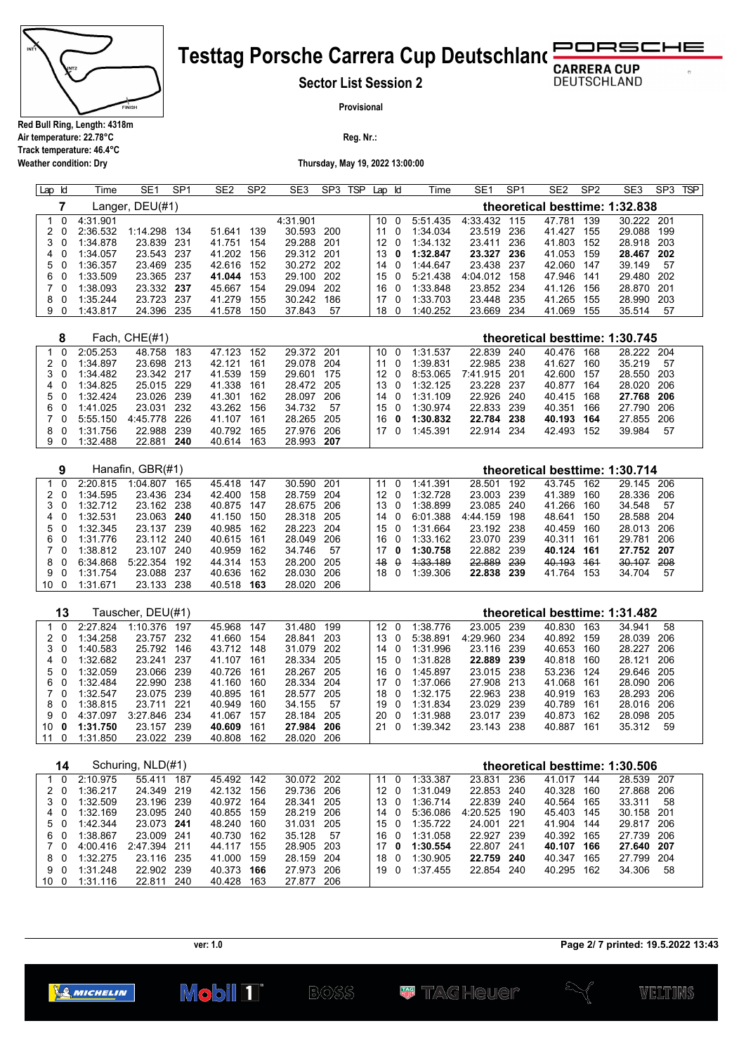# Testtag Porsche Carrera Cup Deutschland

## Sector List Session 2

**Provisional**

**Red Bull Ring, Length: 4318m**
**Air temperature: 22.78°C**
**Track temperature: 46.4°C**
**Weather condition: Dry**

**Reg. Nr.:**

**Thursday, May 19, 2022 13:00:00**

### 7 Langer, DEU(#1) — theoretical besttime: 1:32.838

| Lap | Id | Time | SE1 | SP1 | SE2 | SP2 | SE3 | SP3 | TSP | Lap | Id | Time | SE1 | SP1 | SE2 | SP2 | SE3 | SP3 | TSP |
|---|---|---|---|---|---|---|---|---|---|---|---|---|---|---|---|---|---|---|---|
| 1 | 0 | 4:31.901 | | | | | 4:31.901 | | | 10 | 0 | 5:51.435 | 4:33.432 | 115 | 47.781 | 139 | 30.222 | 201 | |
| 2 | 0 | 2:36.532 | 1:14.298 | 134 | 51.641 | 139 | 30.593 | 200 | | 11 | 0 | 1:34.034 | 23.519 | 236 | 41.427 | 155 | 29.088 | 199 | |
| 3 | 0 | 1:34.878 | 23.839 | 231 | 41.751 | 154 | 29.288 | 201 | | 12 | 0 | 1:34.132 | 23.411 | 236 | 41.803 | 152 | 28.918 | 203 | |
| 4 | 0 | 1:34.057 | 23.543 | 237 | 41.202 | 156 | 29.312 | 201 | | 13 | **0** | **1:32.847** | **23.327** | **236** | 41.053 | 159 | **28.467** | **202** | |
| 5 | 0 | 1:36.357 | 23.469 | 235 | 42.616 | 152 | 30.272 | 202 | | 14 | 0 | 1:44.647 | 23.438 | 237 | 42.060 | 147 | 39.149 | 57 | |
| 6 | 0 | 1:33.509 | 23.365 | 237 | **41.044** | 153 | 29.100 | 202 | | 15 | 0 | 5:21.438 | 4:04.012 | 158 | 47.946 | 141 | 29.480 | 202 | |
| 7 | 0 | 1:38.093 | 23.332 | **237** | 45.667 | 154 | 29.094 | 202 | | 16 | 0 | 1:33.848 | 23.852 | 234 | 41.126 | 156 | 28.870 | 201 | |
| 8 | 0 | 1:35.244 | 23.723 | 237 | 41.279 | 155 | 30.242 | 186 | | 17 | 0 | 1:33.703 | 23.448 | 235 | 41.265 | 155 | 28.990 | 203 | |
| 9 | 0 | 1:43.817 | 24.396 | 235 | 41.578 | 150 | 37.843 | 57 | | 18 | 0 | 1:40.252 | 23.669 | 234 | 41.069 | 155 | 35.514 | 57 | |

### 8 Fach, CHE(#1) — theoretical besttime: 1:30.745

| Lap | Id | Time | SE1 | SP1 | SE2 | SP2 | SE3 | SP3 | TSP | Lap | Id | Time | SE1 | SP1 | SE2 | SP2 | SE3 | SP3 | TSP |
|---|---|---|---|---|---|---|---|---|---|---|---|---|---|---|---|---|---|---|---|
| 1 | 0 | 2:05.253 | 48.758 | 183 | 47.123 | 152 | 29.372 | 201 | | 10 | 0 | 1:31.537 | 22.839 | 240 | 40.476 | 168 | 28.222 | 204 | |
| 2 | 0 | 1:34.897 | 23.698 | 213 | 42.121 | 161 | 29.078 | 204 | | 11 | 0 | 1:39.831 | 22.985 | 238 | 41.627 | 160 | 35.219 | 57 | |
| 3 | 0 | 1:34.482 | 23.342 | 217 | 41.539 | 159 | 29.601 | 175 | | 12 | 0 | 8:53.065 | 7:41.915 | 201 | 42.600 | 157 | 28.550 | 203 | |
| 4 | 0 | 1:34.825 | 25.015 | 229 | 41.338 | 161 | 28.472 | 205 | | 13 | 0 | 1:32.125 | 23.228 | 237 | 40.877 | 164 | 28.020 | 206 | |
| 5 | 0 | 1:32.424 | 23.026 | 239 | 41.301 | 162 | 28.097 | 206 | | 14 | 0 | 1:31.109 | 22.926 | 240 | 40.415 | 168 | **27.768** | **206** | |
| 6 | 0 | 1:41.025 | 23.031 | 232 | 43.262 | 156 | 34.732 | 57 | | 15 | 0 | 1:30.974 | 22.833 | 239 | 40.351 | 166 | 27.790 | 206 | |
| 7 | 0 | 5:55.150 | 4:45.778 | 226 | 41.107 | 161 | 28.265 | 205 | | 16 | **0** | **1:30.832** | **22.784** | **238** | **40.193** | **164** | 27.855 | 206 | |
| 8 | 0 | 1:31.756 | 22.988 | 239 | 40.792 | 165 | 27.976 | 206 | | 17 | 0 | 1:45.391 | 22.914 | 234 | 42.493 | 152 | 39.984 | 57 | |
| 9 | 0 | 1:32.488 | 22.881 | **240** | 40.614 | 163 | 28.993 | **207** | | | | | | | | | | | |

### 9 Hanafin, GBR(#1) — theoretical besttime: 1:30.714

| Lap | Id | Time | SE1 | SP1 | SE2 | SP2 | SE3 | SP3 | TSP | Lap | Id | Time | SE1 | SP1 | SE2 | SP2 | SE3 | SP3 | TSP |
|---|---|---|---|---|---|---|---|---|---|---|---|---|---|---|---|---|---|---|---|
| 1 | 0 | 2:20.815 | 1:04.807 | 165 | 45.418 | 147 | 30.590 | 201 | | 11 | 0 | 1:41.391 | 28.501 | 192 | 43.745 | 162 | 29.145 | 206 | |
| 2 | 0 | 1:34.595 | 23.436 | 234 | 42.400 | 158 | 28.759 | 204 | | 12 | 0 | 1:32.728 | 23.003 | 239 | 41.389 | 160 | 28.336 | 206 | |
| 3 | 0 | 1:32.712 | 23.162 | 238 | 40.875 | 147 | 28.675 | 206 | | 13 | 0 | 1:38.899 | 23.085 | 240 | 41.266 | 160 | 34.548 | 57 | |
| 4 | 0 | 1:32.531 | 23.063 | **240** | 41.150 | 150 | 28.318 | 205 | | 14 | 0 | 6:01.388 | 4:44.159 | 198 | 48.641 | 150 | 28.588 | 204 | |
| 5 | 0 | 1:32.345 | 23.137 | 239 | 40.985 | 162 | 28.223 | 204 | | 15 | 0 | 1:31.664 | 23.192 | 238 | 40.459 | 160 | 28.013 | 206 | |
| 6 | 0 | 1:31.776 | 23.112 | 240 | 40.615 | 161 | 28.049 | 206 | | 16 | 0 | 1:33.162 | 23.070 | 239 | 40.311 | 161 | 29.781 | 206 | |
| 7 | 0 | 1:38.812 | 23.107 | 240 | 40.959 | 162 | 34.746 | 57 | | 17 | **0** | **1:30.758** | 22.882 | 239 | **40.124** | **161** | **27.752** | **207** | |
| 8 | 0 | 6:34.868 | 5:22.354 | 192 | 44.314 | 153 | 28.200 | 205 | | ~~18~~ | ~~0~~ | ~~1:33.189~~ | ~~22.889~~ | ~~239~~ | ~~40.193~~ | ~~161~~ | ~~30.107~~ | ~~208~~ | |
| 9 | 0 | 1:31.754 | 23.088 | 237 | 40.636 | 162 | 28.030 | 206 | | 18 | 0 | 1:39.306 | **22.838** | **239** | 41.764 | 153 | 34.704 | 57 | |
| 10 | 0 | 1:31.671 | 23.133 | 238 | 40.518 | **163** | 28.020 | 206 | | | | | | | | | | | |

### 13 Tauscher, DEU(#1) — theoretical besttime: 1:31.482

| Lap | Id | Time | SE1 | SP1 | SE2 | SP2 | SE3 | SP3 | TSP | Lap | Id | Time | SE1 | SP1 | SE2 | SP2 | SE3 | SP3 | TSP |
|---|---|---|---|---|---|---|---|---|---|---|---|---|---|---|---|---|---|---|---|
| 1 | 0 | 2:27.824 | 1:10.376 | 197 | 45.968 | 147 | 31.480 | 199 | | 12 | 0 | 1:38.776 | 23.005 | 239 | 40.830 | 163 | 34.941 | 58 | |
| 2 | 0 | 1:34.258 | 23.757 | 232 | 41.660 | 154 | 28.841 | 203 | | 13 | 0 | 5:38.891 | 4:29.960 | 234 | 40.892 | 159 | 28.039 | 206 | |
| 3 | 0 | 1:40.583 | 25.792 | 146 | 43.712 | 148 | 31.079 | 202 | | 14 | 0 | 1:31.996 | 23.116 | 239 | 40.653 | 160 | 28.227 | 206 | |
| 4 | 0 | 1:32.682 | 23.241 | 237 | 41.107 | 161 | 28.334 | 205 | | 15 | 0 | 1:31.828 | **22.889** | **239** | 40.818 | 160 | 28.121 | 206 | |
| 5 | 0 | 1:32.059 | 23.066 | 239 | 40.726 | 161 | 28.267 | 205 | | 16 | 0 | 1:45.897 | 23.015 | 238 | 53.236 | 124 | 29.646 | 205 | |
| 6 | 0 | 1:32.484 | 22.990 | 238 | 41.160 | 160 | 28.334 | 204 | | 17 | 0 | 1:37.066 | 27.908 | 213 | 41.068 | 161 | 28.090 | 206 | |
| 7 | 0 | 1:32.547 | 23.075 | 239 | 40.895 | 161 | 28.577 | 205 | | 18 | 0 | 1:32.175 | 22.963 | 238 | 40.919 | 163 | 28.293 | 206 | |
| 8 | 0 | 1:38.815 | 23.711 | 221 | 40.949 | 160 | 34.155 | 57 | | 19 | 0 | 1:31.834 | 23.029 | 239 | 40.789 | 161 | 28.016 | 206 | |
| 9 | 0 | 4:37.097 | 3:27.846 | 234 | 41.067 | 157 | 28.184 | 205 | | 20 | 0 | 1:31.988 | 23.017 | 239 | 40.873 | 162 | 28.098 | 205 | |
| 10 | **0** | **1:31.750** | 23.157 | 239 | **40.609** | 161 | **27.984** | **206** | | 21 | 0 | 1:39.342 | 23.143 | 238 | 40.887 | 161 | 35.312 | 59 | |
| 11 | 0 | 1:31.850 | 23.022 | 239 | 40.808 | 162 | 28.020 | 206 | | | | | | | | | | | |

### 14 Schuring, NLD(#1) — theoretical besttime: 1:30.506

| Lap | Id | Time | SE1 | SP1 | SE2 | SP2 | SE3 | SP3 | TSP | Lap | Id | Time | SE1 | SP1 | SE2 | SP2 | SE3 | SP3 | TSP |
|---|---|---|---|---|---|---|---|---|---|---|---|---|---|---|---|---|---|---|---|
| 1 | 0 | 2:10.975 | 55.411 | 187 | 45.492 | 142 | 30.072 | 202 | | 11 | 0 | 1:33.387 | 23.831 | 236 | 41.017 | 144 | 28.539 | 207 | |
| 2 | 0 | 1:36.217 | 24.349 | 219 | 42.132 | 156 | 29.736 | 206 | | 12 | 0 | 1:31.049 | 22.853 | 240 | 40.328 | 160 | 27.868 | 206 | |
| 3 | 0 | 1:32.509 | 23.196 | 239 | 40.972 | 164 | 28.341 | 205 | | 13 | 0 | 1:36.714 | 22.839 | 240 | 40.564 | 165 | 33.311 | 58 | |
| 4 | 0 | 1:32.169 | 23.095 | 240 | 40.855 | 159 | 28.219 | 206 | | 14 | 0 | 5:36.086 | 4:20.525 | 190 | 45.403 | 145 | 30.158 | 201 | |
| 5 | 0 | 1:42.344 | 23.073 | **241** | 48.240 | 160 | 31.031 | 205 | | 15 | 0 | 1:35.722 | 24.001 | 221 | 41.904 | 144 | 29.817 | 206 | |
| 6 | 0 | 1:38.867 | 23.009 | 241 | 40.730 | 162 | 35.128 | 57 | | 16 | 0 | 1:31.058 | 22.927 | 239 | 40.392 | 165 | 27.739 | 206 | |
| 7 | 0 | 4:00.416 | 2:47.394 | 211 | 44.117 | 155 | 28.905 | 203 | | 17 | **0** | **1:30.554** | 22.807 | 241 | **40.107** | **166** | **27.640** | **207** | |
| 8 | 0 | 1:32.275 | 23.116 | 235 | 41.000 | 159 | 28.159 | 204 | | 18 | 0 | 1:30.905 | **22.759** | **240** | 40.347 | 165 | 27.799 | 204 | |
| 9 | 0 | 1:31.248 | 22.902 | 239 | 40.373 | **166** | 27.973 | 206 | | 19 | 0 | 1:37.455 | 22.854 | 240 | 40.295 | 162 | 34.306 | 58 | |
| 10 | 0 | 1:31.116 | 22.811 | 240 | 40.428 | 163 | 27.877 | 206 | | | | | | | | | | | |

ver: 1.0 — Page 2/ 7 printed: 19.5.2022 13:43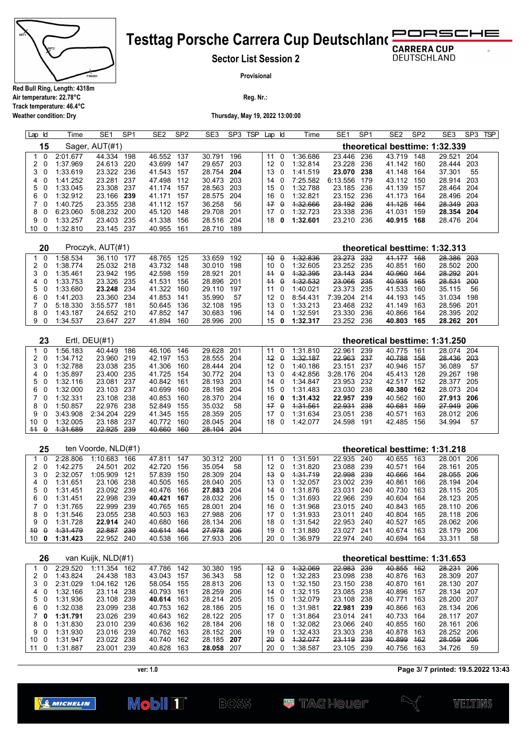# Testtag Porsche Carrera Cup Deutschland

**Sector List Session 2**

**Provisional**

Red Bull Ring, Length: 4318m
Air temperature: 22.78°C
Track temperature: 46.4°C
Weather condition: Dry

Reg. Nr.:

Thursday, May 19, 2022 13:00:00

## 15 Sager, AUT(#1) — theoretical besttime: 1:32.339

| Lap | Id | Time | SE1 | SP1 | SE2 | SP2 | SE3 | SP3 | TSP | Lap | Id | Time | SE1 | SP1 | SE2 | SP2 | SE3 | SP3 | TSP |
|---|---|---|---|---|---|---|---|---|---|---|---|---|---|---|---|---|---|---|---|
| 1 | 0 | 2:01.677 | 44.334 | 198 | 46.552 | 137 | 30.791 | 196 | | 11 | 0 | 1:36.686 | 23.446 | 236 | 43.719 | 148 | 29.521 | 204 | |
| 2 | 0 | 1:37.969 | 24.613 | 220 | 43.699 | 147 | 29.657 | 203 | | 12 | 0 | 1:32.814 | 23.228 | 236 | 41.142 | 160 | 28.444 | 203 | |
| 3 | 0 | 1:33.619 | 23.322 | 236 | 41.543 | 157 | 28.754 | **204** | | 13 | 0 | 1:41.519 | **23.070** | **238** | 41.148 | 164 | 37.301 | 55 | |
| 4 | 0 | 1:41.252 | 23.281 | 237 | 47.498 | 112 | 30.473 | 203 | | 14 | 0 | 7:25.582 | 6:13.556 | 179 | 43.112 | 150 | 28.914 | 203 | |
| 5 | 0 | 1:33.045 | 23.308 | 237 | 41.174 | 157 | 28.563 | 203 | | 15 | 0 | 1:32.788 | 23.185 | 236 | 41.139 | 157 | 28.464 | 204 | |
| 6 | 0 | 1:32.912 | 23.166 | **239** | 41.171 | 157 | 28.575 | 204 | | 16 | 0 | 1:32.821 | 23.152 | 236 | 41.173 | 164 | 28.496 | 204 | |
| 7 | 0 | 1:40.725 | 23.355 | 238 | 41.112 | 157 | 36.258 | 56 | | ~~17~~ | ~~0~~ | ~~1:32.666~~ | ~~23.192~~ | ~~236~~ | ~~41.125~~ | ~~164~~ | ~~28.349~~ | ~~203~~ | |
| 8 | 0 | 6:23.060 | 5:08.232 | 200 | 45.120 | 148 | 29.708 | 201 | | 17 | 0 | 1:32.723 | 23.338 | 236 | 41.031 | 159 | **28.354** | **204** | |
| 9 | 0 | 1:33.257 | 23.403 | 235 | 41.338 | 156 | 28.516 | 204 | | 18 | **0** | **1:32.601** | 23.210 | 236 | **40.915** | **168** | 28.476 | 204 | |
| 10 | 0 | 1:32.810 | 23.145 | 237 | 40.955 | 161 | 28.710 | 189 | | | | | | | | | | | |

## 20 Proczyk, AUT(#1) — theoretical besttime: 1:32.313

| Lap | Id | Time | SE1 | SP1 | SE2 | SP2 | SE3 | SP3 | TSP | Lap | Id | Time | SE1 | SP1 | SE2 | SP2 | SE3 | SP3 | TSP |
|---|---|---|---|---|---|---|---|---|---|---|---|---|---|---|---|---|---|---|---|
| 1 | 0 | 1:58.534 | 36.110 | 177 | 48.765 | 125 | 33.659 | 192 | | ~~10~~ | ~~0~~ | ~~1:32.836~~ | ~~23.273~~ | ~~232~~ | ~~41.177~~ | ~~168~~ | ~~28.386~~ | ~~203~~ | |
| 2 | 0 | 1:38.774 | 25.032 | 218 | 43.732 | 148 | 30.010 | 198 | | 10 | 0 | 1:32.605 | 23.252 | 235 | 40.851 | 160 | 28.502 | 200 | |
| 3 | 0 | 1:35.461 | 23.942 | 195 | 42.598 | 159 | 28.921 | 201 | | ~~11~~ | ~~0~~ | ~~1:32.395~~ | ~~23.143~~ | ~~234~~ | ~~40.960~~ | ~~164~~ | ~~28.292~~ | ~~201~~ | |
| 4 | 0 | 1:33.753 | 23.326 | 235 | 41.531 | 156 | 28.896 | 201 | | ~~11~~ | ~~0~~ | ~~1:32.532~~ | ~~23.066~~ | ~~235~~ | ~~40.935~~ | ~~165~~ | ~~28.531~~ | ~~200~~ | |
| 5 | 0 | 1:33.680 | **23.248** | 234 | 41.322 | 160 | 29.110 | 197 | | 11 | 0 | 1:40.021 | 23.373 | 235 | 41.533 | 160 | 35.115 | 56 | |
| 6 | 0 | 1:41.203 | 23.360 | 234 | 41.853 | 141 | 35.990 | 57 | | 12 | 0 | 8:54.431 | 7:39.204 | 214 | 44.193 | 145 | 31.034 | 198 | |
| 7 | 0 | 5:18.330 | 3:55.577 | 181 | 50.645 | 136 | 32.108 | 195 | | 13 | 0 | 1:33.213 | 23.468 | 232 | 41.149 | 163 | 28.596 | 201 | |
| 8 | 0 | 1:43.187 | 24.652 | 210 | 47.852 | 147 | 30.683 | 196 | | 14 | 0 | 1:32.591 | 23.330 | 236 | 40.866 | 164 | 28.395 | 202 | |
| 9 | 0 | 1:34.537 | 23.647 | 227 | 41.894 | 160 | 28.996 | 200 | | 15 | **0** | **1:32.317** | 23.252 | 236 | **40.803** | **165** | **28.262** | **201** | |

## 23 Ertl, DEU(#1) — theoretical besttime: 1:31.250

| Lap | Id | Time | SE1 | SP1 | SE2 | SP2 | SE3 | SP3 | TSP | Lap | Id | Time | SE1 | SP1 | SE2 | SP2 | SE3 | SP3 | TSP |
|---|---|---|---|---|---|---|---|---|---|---|---|---|---|---|---|---|---|---|---|
| 1 | 0 | 1:56.183 | 40.449 | 186 | 46.106 | 146 | 29.628 | 201 | | 11 | 0 | 1:31.810 | 22.961 | 239 | 40.775 | 161 | 28.074 | 204 | |
| 2 | 0 | 1:34.712 | 23.960 | 219 | 42.197 | 153 | 28.555 | 204 | | ~~12~~ | ~~0~~ | ~~1:32.187~~ | ~~22.963~~ | ~~237~~ | ~~40.788~~ | ~~158~~ | ~~28.436~~ | ~~203~~ | |
| 3 | 0 | 1:32.788 | 23.038 | 235 | 41.306 | 160 | 28.444 | 204 | | 12 | 0 | 1:40.186 | 23.151 | 237 | 40.946 | 157 | 36.089 | 57 | |
| 4 | 0 | 1:35.897 | 23.400 | 235 | 41.725 | 154 | 30.772 | 204 | | 13 | 0 | 4:42.856 | 3:28.176 | 204 | 45.413 | 128 | 29.267 | 198 | |
| 5 | 0 | 1:32.116 | 23.081 | 237 | 40.842 | 161 | 28.193 | 203 | | 14 | 0 | 1:34.847 | 23.953 | 232 | 42.517 | 152 | 28.377 | 205 | |
| 6 | 0 | 1:32.000 | 23.103 | 237 | 40.699 | 160 | 28.198 | 204 | | 15 | 0 | 1:31.483 | 23.030 | 238 | **40.380** | **162** | 28.073 | 204 | |
| 7 | 0 | 1:32.331 | 23.108 | 238 | 40.853 | 160 | 28.370 | 204 | | 16 | **0** | **1:31.432** | **22.957** | **239** | 40.562 | 160 | **27.913** | **206** | |
| 8 | 0 | 1:50.857 | 22.976 | 238 | 52.849 | 155 | 35.032 | 58 | | ~~17~~ | ~~0~~ | ~~1:31.561~~ | ~~22.931~~ | ~~238~~ | ~~40.681~~ | ~~159~~ | ~~27.949~~ | ~~206~~ | |
| 9 | 0 | 3:43.908 | 2:34.204 | 229 | 41.345 | 155 | 28.359 | 205 | | 17 | 0 | 1:31.634 | 23.051 | 238 | 40.571 | 163 | 28.012 | 206 | |
| 10 | 0 | 1:32.005 | 23.188 | 237 | 40.772 | 160 | 28.045 | 204 | | 18 | 0 | 1:42.077 | 24.598 | 191 | 42.485 | 156 | 34.994 | 57 | |
| ~~11~~ | ~~0~~ | ~~1:31.689~~ | ~~22.925~~ | ~~239~~ | ~~40.660~~ | ~~160~~ | ~~28.104~~ | ~~204~~ | | | | | | | | | | | |

## 25 ten Voorde, NLD(#1) — theoretical besttime: 1:31.218

| Lap | Id | Time | SE1 | SP1 | SE2 | SP2 | SE3 | SP3 | TSP | Lap | Id | Time | SE1 | SP1 | SE2 | SP2 | SE3 | SP3 | TSP |
|---|---|---|---|---|---|---|---|---|---|---|---|---|---|---|---|---|---|---|---|
| 1 | 0 | 2:28.806 | 1:10.683 | 166 | 47.811 | 147 | 30.312 | 200 | | 11 | 0 | 1:31.591 | 22.935 | 240 | 40.655 | 163 | 28.001 | 206 | |
| 2 | 0 | 1:42.275 | 24.501 | 202 | 42.720 | 156 | 35.054 | 58 | | 12 | 0 | 1:31.820 | 23.088 | 239 | 40.571 | 164 | 28.161 | 205 | |
| 3 | 0 | 2:32.057 | 1:05.909 | 121 | 57.839 | 150 | 28.309 | 204 | | ~~13~~ | ~~0~~ | ~~1:31.719~~ | ~~22.998~~ | ~~239~~ | ~~40.666~~ | ~~164~~ | ~~28.055~~ | ~~206~~ | |
| 4 | 0 | 1:31.651 | 23.106 | 238 | 40.505 | 165 | 28.040 | 205 | | 13 | 0 | 1:32.057 | 23.002 | 239 | 40.861 | 166 | 28.194 | 204 | |
| 5 | 0 | 1:31.451 | 23.092 | 239 | 40.476 | 166 | **27.883** | 204 | | 14 | 0 | 1:31.876 | 23.031 | 240 | 40.730 | 163 | 28.115 | 205 | |
| 6 | 0 | 1:31.451 | 22.998 | 239 | **40.421** | **167** | 28.032 | 206 | | 15 | 0 | 1:31.693 | 22.966 | 239 | 40.604 | 164 | 28.123 | 205 | |
| 7 | 0 | 1:31.765 | 22.999 | 239 | 40.765 | 165 | 28.001 | 204 | | 16 | 0 | 1:31.968 | 23.015 | 240 | 40.843 | 165 | 28.110 | 206 | |
| 8 | 0 | 1:31.546 | 23.055 | 238 | 40.503 | 163 | 27.988 | 206 | | 17 | 0 | 1:31.933 | 23.011 | 240 | 40.804 | 165 | 28.118 | 206 | |
| 9 | 0 | 1:31.728 | **22.914** | 240 | 40.680 | 166 | 28.134 | 206 | | 18 | 0 | 1:31.542 | 22.953 | 240 | 40.527 | 165 | 28.062 | 206 | |
| ~~10~~ | ~~0~~ | ~~1:31.479~~ | ~~22.887~~ | ~~239~~ | ~~40.614~~ | ~~164~~ | ~~27.978~~ | ~~206~~ | | 19 | 0 | 1:31.880 | 23.027 | 241 | 40.674 | 163 | 28.179 | 206 | |
| 10 | **0** | **1:31.423** | 22.952 | 240 | 40.538 | 166 | 27.933 | 206 | | 20 | 0 | 1:36.979 | 22.974 | 240 | 40.694 | 164 | 33.311 | 58 | |

## 26 van Kuijk, NLD(#1) — theoretical besttime: 1:31.653

| Lap | Id | Time | SE1 | SP1 | SE2 | SP2 | SE3 | SP3 | TSP | Lap | Id | Time | SE1 | SP1 | SE2 | SP2 | SE3 | SP3 | TSP |
|---|---|---|---|---|---|---|---|---|---|---|---|---|---|---|---|---|---|---|---|
| 1 | 0 | 2:29.520 | 1:11.354 | 162 | 47.786 | 142 | 30.380 | 195 | | ~~12~~ | ~~0~~ | ~~1:32.069~~ | ~~22.983~~ | ~~239~~ | ~~40.855~~ | ~~162~~ | ~~28.231~~ | ~~206~~ | |
| 2 | 0 | 1:43.824 | 24.438 | 183 | 43.043 | 157 | 36.343 | 58 | | 12 | 0 | 1:32.283 | 23.098 | 238 | 40.876 | 163 | 28.309 | 207 | |
| 3 | 0 | 2:31.029 | 1:04.162 | 126 | 58.054 | 155 | 28.813 | 206 | | 13 | 0 | 1:32.150 | 23.150 | 238 | 40.870 | 161 | 28.130 | 207 | |
| 4 | 0 | 1:32.166 | 23.114 | 238 | 40.793 | 161 | 28.259 | 206 | | 14 | 0 | 1:32.115 | 23.085 | 238 | 40.896 | 157 | 28.134 | 207 | |
| 5 | 0 | 1:31.936 | 23.108 | 239 | **40.614** | 163 | 28.214 | 205 | | 15 | 0 | 1:32.079 | 23.108 | 238 | 40.771 | 163 | 28.200 | 207 | |
| 6 | 0 | 1:32.038 | 23.099 | 238 | 40.753 | 162 | 28.186 | 205 | | 16 | 0 | 1:31.981 | **22.981** | **239** | 40.866 | 163 | 28.134 | 206 | |
| 7 | **0** | **1:31.791** | 23.026 | 239 | 40.643 | 162 | 28.122 | 205 | | 17 | 0 | 1:31.864 | 23.014 | 241 | 40.733 | 164 | 28.117 | 207 | |
| 8 | 0 | 1:31.830 | 23.010 | 239 | 40.636 | 162 | 28.184 | 206 | | 18 | 0 | 1:32.082 | 23.066 | 240 | 40.855 | 160 | 28.161 | 206 | |
| 9 | 0 | 1:31.930 | 23.016 | 239 | 40.762 | 163 | 28.152 | 206 | | 19 | 0 | 1:32.433 | 23.303 | 238 | 40.878 | 163 | 28.252 | 206 | |
| 10 | 0 | 1:31.947 | 23.022 | 238 | 40.740 | 162 | 28.185 | **207** | | ~~20~~ | ~~0~~ | ~~1:32.077~~ | ~~23.119~~ | ~~239~~ | ~~40.899~~ | ~~162~~ | ~~28.059~~ | ~~206~~ | |
| 11 | 0 | 1:31.887 | 23.001 | 239 | 40.828 | 163 | **28.058** | 207 | | 20 | 0 | 1:38.587 | 23.105 | 239 | 40.756 | 163 | 34.726 | 59 | |

ver: 1.0

Page 3/ 7 printed: 19.5.2022 13:43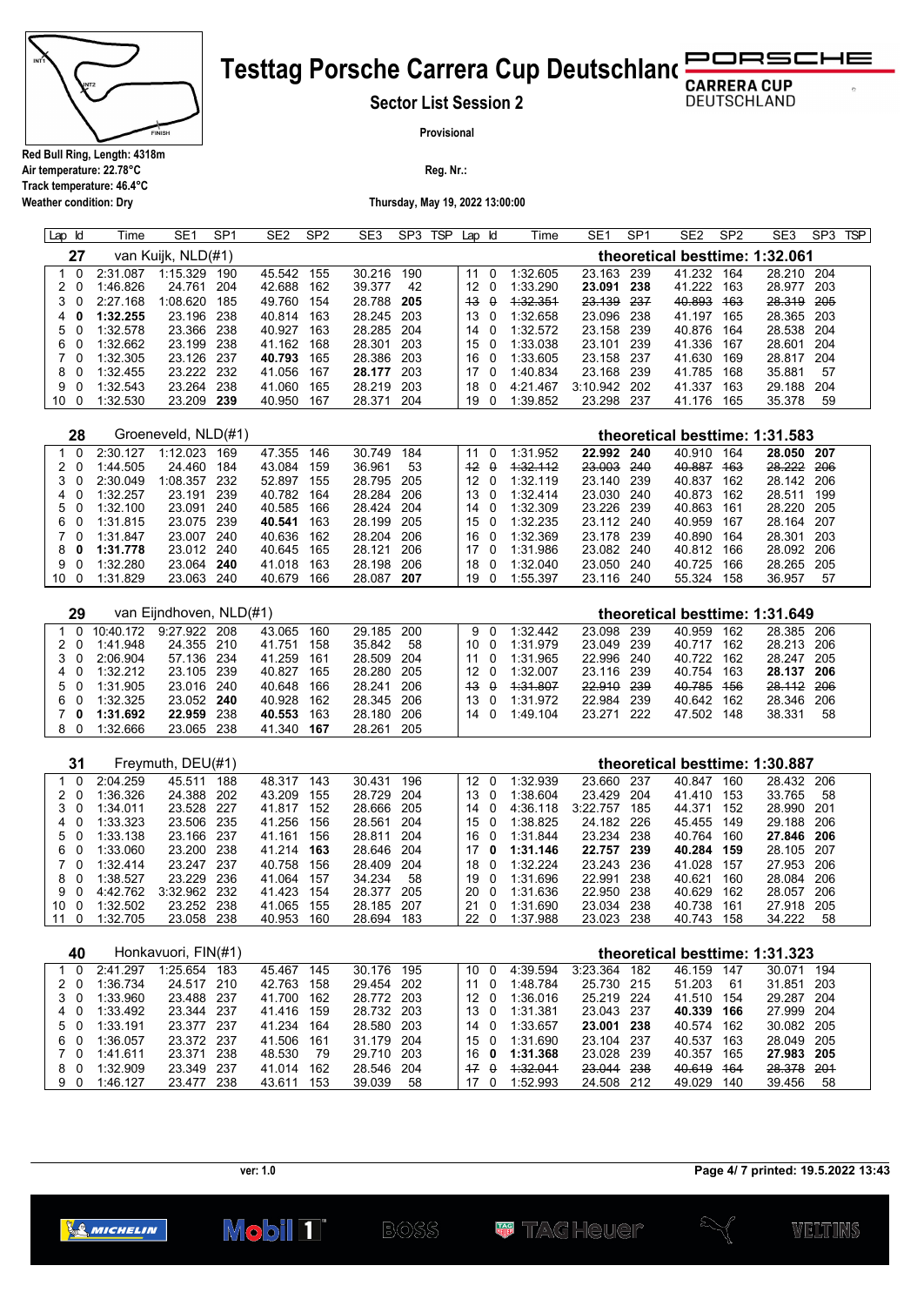# Testtag Porsche Carrera Cup Deutschland

**Sector List Session 2**

**Provisional**

**Red Bull Ring, Length: 4318m**
**Air temperature: 22.78°C**
**Track temperature: 46.4°C**
**Weather condition: Dry**

**Reg. Nr.:**

**Thursday, May 19, 2022 13:00:00**

## 27 van Kuijk, NLD(#1) — theoretical besttime: 1:32.061

| Lap | Id | Time | SE1 | SP1 | SE2 | SP2 | SE3 | SP3 | TSP | Lap | Id | Time | SE1 | SP1 | SE2 | SP2 | SE3 | SP3 | TSP |
|---|---|---|---|---|---|---|---|---|---|---|---|---|---|---|---|---|---|---|---|
| 1 | 0 | 2:31.087 | 1:15.329 | 190 | 45.542 | 155 | 30.216 | 190 | | 11 | 0 | 1:32.605 | 23.163 | 239 | 41.232 | 164 | 28.210 | 204 | |
| 2 | 0 | 1:46.826 | 24.761 | 204 | 42.688 | 162 | 39.377 | 42 | | 12 | 0 | 1:33.290 | **23.091** | **238** | 41.222 | 163 | 28.977 | 203 | |
| 3 | 0 | 2:27.168 | 1:08.620 | 185 | 49.760 | 154 | 28.788 | **205** | | ~~13~~ | ~~0~~ | ~~1:32.351~~ | ~~23.139~~ | ~~237~~ | ~~40.893~~ | ~~163~~ | ~~28.319~~ | ~~205~~ | |
| 4 | **0** | **1:32.255** | 23.196 | 238 | 40.814 | 163 | 28.245 | 203 | | 13 | 0 | 1:32.658 | 23.096 | 238 | 41.197 | 165 | 28.365 | 203 | |
| 5 | 0 | 1:32.578 | 23.366 | 238 | 40.927 | 163 | 28.285 | 204 | | 14 | 0 | 1:32.572 | 23.158 | 239 | 40.876 | 164 | 28.538 | 204 | |
| 6 | 0 | 1:32.662 | 23.199 | 238 | 41.162 | 168 | 28.301 | 203 | | 15 | 0 | 1:33.038 | 23.101 | 239 | 41.336 | 167 | 28.601 | 204 | |
| 7 | 0 | 1:32.305 | 23.126 | 237 | **40.793** | 165 | 28.386 | 203 | | 16 | 0 | 1:33.605 | 23.158 | 237 | 41.630 | 169 | 28.817 | 204 | |
| 8 | 0 | 1:32.455 | 23.222 | 232 | 41.056 | 167 | **28.177** | 203 | | 17 | 0 | 1:40.834 | 23.168 | 239 | 41.785 | 168 | 35.881 | 57 | |
| 9 | 0 | 1:32.543 | 23.264 | 238 | 41.060 | 165 | 28.219 | 203 | | 18 | 0 | 4:21.467 | 3:10.942 | 202 | 41.337 | 163 | 29.188 | 204 | |
| 10 | 0 | 1:32.530 | 23.209 | **239** | 40.950 | 167 | 28.371 | 204 | | 19 | 0 | 1:39.852 | 23.298 | 237 | 41.176 | 165 | 35.378 | 59 | |

## 28 Groeneveld, NLD(#1) — theoretical besttime: 1:31.583

| Lap | Id | Time | SE1 | SP1 | SE2 | SP2 | SE3 | SP3 | TSP | Lap | Id | Time | SE1 | SP1 | SE2 | SP2 | SE3 | SP3 | TSP |
|---|---|---|---|---|---|---|---|---|---|---|---|---|---|---|---|---|---|---|---|
| 1 | 0 | 2:30.127 | 1:12.023 | 169 | 47.355 | 146 | 30.749 | 184 | | 11 | 0 | 1:31.952 | **22.992** | **240** | 40.910 | 164 | **28.050** | **207** | |
| 2 | 0 | 1:44.505 | 24.460 | 184 | 43.084 | 159 | 36.961 | 53 | | ~~12~~ | ~~0~~ | ~~1:32.112~~ | ~~23.003~~ | ~~240~~ | ~~40.887~~ | ~~163~~ | ~~28.222~~ | ~~206~~ | |
| 3 | 0 | 2:30.049 | 1:08.357 | 232 | 52.897 | 155 | 28.795 | 205 | | 12 | 0 | 1:32.119 | 23.140 | 239 | 40.837 | 162 | 28.142 | 206 | |
| 4 | 0 | 1:32.257 | 23.191 | 239 | 40.782 | 164 | 28.284 | 206 | | 13 | 0 | 1:32.414 | 23.030 | 240 | 40.873 | 162 | 28.511 | 199 | |
| 5 | 0 | 1:32.100 | 23.091 | 240 | 40.585 | 166 | 28.424 | 204 | | 14 | 0 | 1:32.309 | 23.226 | 239 | 40.863 | 161 | 28.220 | 205 | |
| 6 | 0 | 1:31.815 | 23.075 | 239 | **40.541** | 163 | 28.199 | 205 | | 15 | 0 | 1:32.235 | 23.112 | 240 | 40.959 | 167 | 28.164 | 207 | |
| 7 | 0 | 1:31.847 | 23.007 | 240 | 40.636 | 162 | 28.204 | 206 | | 16 | 0 | 1:32.369 | 23.178 | 239 | 40.890 | 164 | 28.301 | 203 | |
| 8 | **0** | **1:31.778** | 23.012 | 240 | 40.645 | 165 | 28.121 | 206 | | 17 | 0 | 1:31.986 | 23.082 | 240 | 40.812 | 166 | 28.092 | 206 | |
| 9 | 0 | 1:32.280 | 23.064 | 240 | 41.018 | 163 | 28.198 | 206 | | 18 | 0 | 1:32.040 | 23.050 | 240 | 40.725 | 166 | 28.265 | 205 | |
| 10 | 0 | 1:31.829 | 23.063 | 240 | 40.679 | 166 | 28.087 | **207** | | 19 | 0 | 1:55.397 | 23.116 | 240 | 55.324 | 158 | 36.957 | 57 | |

## 29 van Eijndhoven, NLD(#1) — theoretical besttime: 1:31.649

| Lap | Id | Time | SE1 | SP1 | SE2 | SP2 | SE3 | SP3 | TSP | Lap | Id | Time | SE1 | SP1 | SE2 | SP2 | SE3 | SP3 | TSP |
|---|---|---|---|---|---|---|---|---|---|---|---|---|---|---|---|---|---|---|---|
| 1 | 0 | 10:40.172 | 9:27.922 | 208 | 43.065 | 160 | 29.185 | 200 | | 9 | 0 | 1:32.442 | 23.098 | 239 | 40.959 | 162 | 28.385 | 206 | |
| 2 | 0 | 1:41.948 | 24.355 | 210 | 41.751 | 158 | 35.842 | 58 | | 10 | 0 | 1:31.979 | 23.049 | 239 | 40.717 | 162 | 28.213 | 206 | |
| 3 | 0 | 2:06.904 | 57.136 | 234 | 41.259 | 161 | 28.509 | 204 | | 11 | 0 | 1:31.965 | 22.996 | 240 | 40.722 | 162 | 28.247 | 205 | |
| 4 | 0 | 1:32.212 | 23.105 | 239 | 40.827 | 165 | 28.280 | 205 | | 12 | 0 | 1:32.007 | 23.116 | 239 | 40.754 | 163 | **28.137** | **206** | |
| 5 | 0 | 1:31.905 | 23.016 | 240 | 40.648 | 166 | 28.241 | 206 | | ~~13~~ | ~~0~~ | ~~1:31.807~~ | ~~22.910~~ | ~~239~~ | ~~40.785~~ | ~~156~~ | ~~28.112~~ | ~~206~~ | |
| 6 | 0 | 1:32.325 | 23.052 | **240** | 40.928 | 162 | 28.345 | 206 | | 13 | 0 | 1:31.972 | 22.984 | 239 | 40.642 | 162 | 28.346 | 206 | |
| 7 | **0** | **1:31.692** | **22.959** | 238 | **40.553** | 163 | 28.180 | 206 | | 14 | 0 | 1:49.104 | 23.271 | 222 | 47.502 | 148 | 38.331 | 58 | |
| 8 | 0 | 1:32.666 | 23.065 | 238 | 41.340 | **167** | 28.261 | 205 | | | | | | | | | | | |

## 31 Freymuth, DEU(#1) — theoretical besttime: 1:30.887

| Lap | Id | Time | SE1 | SP1 | SE2 | SP2 | SE3 | SP3 | TSP | Lap | Id | Time | SE1 | SP1 | SE2 | SP2 | SE3 | SP3 | TSP |
|---|---|---|---|---|---|---|---|---|---|---|---|---|---|---|---|---|---|---|---|
| 1 | 0 | 2:04.259 | 45.511 | 188 | 48.317 | 143 | 30.431 | 196 | | 12 | 0 | 1:32.939 | 23.660 | 237 | 40.847 | 160 | 28.432 | 206 | |
| 2 | 0 | 1:36.326 | 24.388 | 202 | 43.209 | 155 | 28.729 | 204 | | 13 | 0 | 1:38.604 | 23.429 | 204 | 41.410 | 153 | 33.765 | 58 | |
| 3 | 0 | 1:34.011 | 23.528 | 227 | 41.817 | 152 | 28.666 | 205 | | 14 | 0 | 4:36.118 | 3:22.757 | 185 | 44.371 | 152 | 28.990 | 201 | |
| 4 | 0 | 1:33.323 | 23.506 | 235 | 41.256 | 156 | 28.561 | 204 | | 15 | 0 | 1:38.825 | 24.182 | 226 | 45.455 | 149 | 29.188 | 206 | |
| 5 | 0 | 1:33.138 | 23.166 | 237 | 41.161 | 156 | 28.811 | 204 | | 16 | 0 | 1:31.844 | 23.234 | 238 | 40.764 | 160 | **27.846** | **206** | |
| 6 | 0 | 1:33.060 | 23.200 | 238 | 41.214 | **163** | 28.646 | 204 | | 17 | **0** | **1:31.146** | **22.757** | **239** | **40.284** | **159** | 28.105 | 207 | |
| 7 | 0 | 1:32.414 | 23.247 | 237 | 40.758 | 156 | 28.409 | 204 | | 18 | 0 | 1:32.224 | 23.243 | 236 | 41.028 | 157 | 27.953 | 206 | |
| 8 | 0 | 1:38.527 | 23.229 | 236 | 41.064 | 157 | 34.234 | 58 | | 19 | 0 | 1:31.696 | 22.991 | 238 | 40.621 | 160 | 28.084 | 206 | |
| 9 | 0 | 4:42.762 | 3:32.962 | 232 | 41.423 | 154 | 28.377 | 205 | | 20 | 0 | 1:31.636 | 22.950 | 238 | 40.629 | 162 | 28.057 | 206 | |
| 10 | 0 | 1:32.502 | 23.252 | 238 | 41.065 | 155 | 28.185 | 207 | | 21 | 0 | 1:31.690 | 23.034 | 238 | 40.738 | 161 | 27.918 | 205 | |
| 11 | 0 | 1:32.705 | 23.058 | 238 | 40.953 | 160 | 28.694 | 183 | | 22 | 0 | 1:37.988 | 23.023 | 238 | 40.743 | 158 | 34.222 | 58 | |

## 40 Honkavuori, FIN(#1) — theoretical besttime: 1:31.323

| Lap | Id | Time | SE1 | SP1 | SE2 | SP2 | SE3 | SP3 | TSP | Lap | Id | Time | SE1 | SP1 | SE2 | SP2 | SE3 | SP3 | TSP |
|---|---|---|---|---|---|---|---|---|---|---|---|---|---|---|---|---|---|---|---|
| 1 | 0 | 2:41.297 | 1:25.654 | 183 | 45.467 | 145 | 30.176 | 195 | | 10 | 0 | 4:39.594 | 3:23.364 | 182 | 46.159 | 147 | 30.071 | 194 | |
| 2 | 0 | 1:36.734 | 24.517 | 210 | 42.763 | 158 | 29.454 | 202 | | 11 | 0 | 1:48.784 | 25.730 | 215 | 51.203 | 61 | 31.851 | 203 | |
| 3 | 0 | 1:33.960 | 23.488 | 237 | 41.700 | 162 | 28.772 | 203 | | 12 | 0 | 1:36.016 | 25.219 | 224 | 41.510 | 154 | 29.287 | 204 | |
| 4 | 0 | 1:33.492 | 23.344 | 237 | 41.416 | 159 | 28.732 | 203 | | 13 | 0 | 1:31.381 | 23.043 | 237 | **40.339** | **166** | 27.999 | 204 | |
| 5 | 0 | 1:33.191 | 23.377 | 237 | 41.234 | 164 | 28.580 | 203 | | 14 | 0 | 1:33.657 | **23.001** | **238** | 40.574 | 162 | 30.082 | 205 | |
| 6 | 0 | 1:36.057 | 23.372 | 237 | 41.506 | 161 | 31.179 | 204 | | 15 | 0 | 1:31.690 | 23.104 | 237 | 40.537 | 163 | 28.049 | 205 | |
| 7 | 0 | 1:41.611 | 23.371 | 238 | 48.530 | 79 | 29.710 | 203 | | 16 | **0** | **1:31.368** | 23.028 | 239 | 40.357 | 165 | **27.983** | **205** | |
| 8 | 0 | 1:32.909 | 23.349 | 237 | 41.014 | 162 | 28.546 | 204 | | ~~17~~ | ~~0~~ | ~~1:32.041~~ | ~~23.044~~ | ~~238~~ | ~~40.619~~ | ~~164~~ | ~~28.378~~ | ~~201~~ | |
| 9 | 0 | 1:46.127 | 23.477 | 238 | 43.611 | 153 | 39.039 | 58 | | 17 | 0 | 1:52.993 | 24.508 | 212 | 49.029 | 140 | 39.456 | 58 | |

ver: 1.0

printed: 19.5.2022 13:43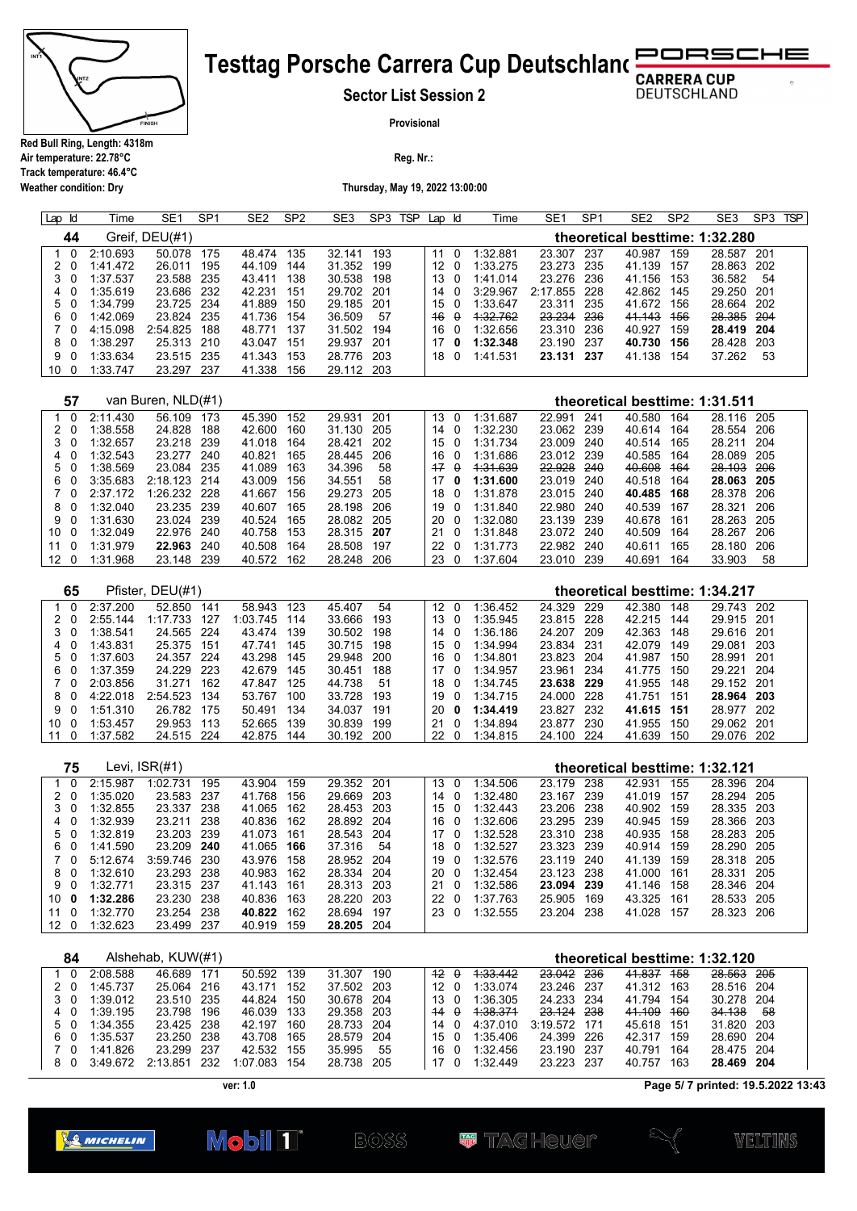# Testtag Porsche Carrera Cup Deutschland

**Sector List Session 2**

**Provisional**

Red Bull Ring, Length: 4318m
Air temperature: 22.78°C
Track temperature: 46.4°C
Weather condition: Dry

Reg. Nr.:

Thursday, May 19, 2022 13:00:00

## 44 Greif, DEU(#1) — theoretical besttime: 1:32.280

| Lap | Id | Time | SE1 | SP1 | SE2 | SP2 | SE3 | SP3 | TSP |
|---|---|---|---|---|---|---|---|---|---|
| 1 | 0 | 2:10.693 | 50.078 | 175 | 48.474 | 135 | 32.141 | 193 | |
| 2 | 0 | 1:41.472 | 26.011 | 195 | 44.109 | 144 | 31.352 | 199 | |
| 3 | 0 | 1:37.537 | 23.588 | 235 | 43.411 | 138 | 30.538 | 198 | |
| 4 | 0 | 1:35.619 | 23.686 | 232 | 42.231 | 151 | 29.702 | 201 | |
| 5 | 0 | 1:34.799 | 23.725 | 234 | 41.889 | 150 | 29.185 | 201 | |
| 6 | 0 | 1:42.069 | 23.824 | 235 | 41.736 | 154 | 36.509 | 57 | |
| 7 | 0 | 4:15.098 | 2:54.825 | 188 | 48.771 | 137 | 31.502 | 194 | |
| 8 | 0 | 1:38.297 | 25.313 | 210 | 43.047 | 151 | 29.937 | 201 | |
| 9 | 0 | 1:33.634 | 23.515 | 235 | 41.343 | 153 | 28.776 | 203 | |
| 10 | 0 | 1:33.747 | 23.297 | 237 | 41.338 | 156 | 29.112 | 203 | |
| 11 | 0 | 1:32.881 | 23.307 | 237 | 40.987 | 159 | 28.587 | 201 | |
| 12 | 0 | 1:33.275 | 23.273 | 235 | 41.139 | 157 | 28.863 | 202 | |
| 13 | 0 | 1:41.014 | 23.276 | 236 | 41.156 | 153 | 36.582 | 54 | |
| 14 | 0 | 3:29.967 | 2:17.855 | 228 | 42.862 | 145 | 29.250 | 201 | |
| 15 | 0 | 1:33.647 | 23.311 | 235 | 41.672 | 156 | 28.664 | 202 | |
| ~~16~~ | ~~0~~ | ~~1:32.762~~ | ~~23.234~~ | ~~236~~ | ~~41.143~~ | ~~156~~ | ~~28.385~~ | ~~204~~ | |
| 16 | 0 | 1:32.656 | 23.310 | 236 | 40.927 | 159 | **28.419** | **204** | |
| 17 | **0** | **1:32.348** | 23.190 | 237 | **40.730** | **156** | 28.428 | 203 | |
| 18 | 0 | 1:41.531 | **23.131** | **237** | 41.138 | 154 | 37.262 | 53 | |

## 57 van Buren, NLD(#1) — theoretical besttime: 1:31.511

| Lap | Id | Time | SE1 | SP1 | SE2 | SP2 | SE3 | SP3 | TSP |
|---|---|---|---|---|---|---|---|---|---|
| 1 | 0 | 2:11.430 | 56.109 | 173 | 45.390 | 152 | 29.931 | 201 | |
| 2 | 0 | 1:38.558 | 24.828 | 188 | 42.600 | 160 | 31.130 | 205 | |
| 3 | 0 | 1:32.657 | 23.218 | 239 | 41.018 | 164 | 28.421 | 202 | |
| 4 | 0 | 1:32.543 | 23.277 | 240 | 40.821 | 165 | 28.445 | 206 | |
| 5 | 0 | 1:38.569 | 23.084 | 235 | 41.089 | 163 | 34.396 | 58 | |
| 6 | 0 | 3:35.683 | 2:18.123 | 214 | 43.009 | 156 | 34.551 | 58 | |
| 7 | 0 | 2:37.172 | 1:26.232 | 228 | 41.667 | 156 | 29.273 | 205 | |
| 8 | 0 | 1:32.040 | 23.235 | 239 | 40.607 | 165 | 28.198 | 206 | |
| 9 | 0 | 1:31.630 | 23.024 | 239 | 40.524 | 165 | 28.082 | 205 | |
| 10 | 0 | 1:32.049 | 22.976 | 240 | 40.758 | 153 | 28.315 | **207** | |
| 11 | 0 | 1:31.979 | **22.963** | 240 | 40.508 | 164 | 28.508 | 197 | |
| 12 | 0 | 1:31.968 | 23.148 | 239 | 40.572 | 162 | 28.248 | 206 | |
| 13 | 0 | 1:31.687 | 22.991 | 241 | 40.580 | 164 | 28.116 | 205 | |
| 14 | 0 | 1:32.230 | 23.062 | 239 | 40.614 | 164 | 28.554 | 206 | |
| 15 | 0 | 1:31.734 | 23.009 | 240 | 40.514 | 165 | 28.211 | 204 | |
| 16 | 0 | 1:31.686 | 23.012 | 239 | 40.585 | 164 | 28.089 | 205 | |
| ~~17~~ | ~~0~~ | ~~1:31.639~~ | ~~22.928~~ | ~~240~~ | ~~40.608~~ | ~~164~~ | ~~28.103~~ | ~~206~~ | |
| 17 | **0** | **1:31.600** | 23.019 | 240 | 40.518 | 164 | **28.063** | **205** | |
| 18 | 0 | 1:31.878 | 23.015 | 240 | **40.485** | **168** | 28.378 | 206 | |
| 19 | 0 | 1:31.840 | 22.980 | 240 | 40.539 | 167 | 28.321 | 206 | |
| 20 | 0 | 1:32.080 | 23.139 | 239 | 40.678 | 161 | 28.263 | 205 | |
| 21 | 0 | 1:31.848 | 23.072 | 240 | 40.509 | 164 | 28.267 | 206 | |
| 22 | 0 | 1:31.773 | 22.982 | 240 | 40.611 | 165 | 28.180 | 206 | |
| 23 | 0 | 1:37.604 | 23.010 | 239 | 40.691 | 164 | 33.903 | 58 | |

## 65 Pfister, DEU(#1) — theoretical besttime: 1:34.217

| Lap | Id | Time | SE1 | SP1 | SE2 | SP2 | SE3 | SP3 | TSP |
|---|---|---|---|---|---|---|---|---|---|
| 1 | 0 | 2:37.200 | 52.850 | 141 | 58.943 | 123 | 45.407 | 54 | |
| 2 | 0 | 2:55.144 | 1:17.733 | 127 | 1:03.745 | 114 | 33.666 | 193 | |
| 3 | 0 | 1:38.541 | 24.565 | 224 | 43.474 | 139 | 30.502 | 198 | |
| 4 | 0 | 1:43.831 | 25.375 | 151 | 47.741 | 145 | 30.715 | 198 | |
| 5 | 0 | 1:37.603 | 24.357 | 224 | 43.298 | 145 | 29.948 | 200 | |
| 6 | 0 | 1:37.359 | 24.229 | 223 | 42.679 | 145 | 30.451 | 188 | |
| 7 | 0 | 2:03.856 | 31.271 | 162 | 47.847 | 125 | 44.738 | 51 | |
| 8 | 0 | 4:22.018 | 2:54.523 | 134 | 53.767 | 100 | 33.728 | 193 | |
| 9 | 0 | 1:51.310 | 26.782 | 175 | 50.491 | 134 | 34.037 | 191 | |
| 10 | 0 | 1:53.457 | 29.953 | 113 | 52.665 | 139 | 30.839 | 199 | |
| 11 | 0 | 1:37.582 | 24.515 | 224 | 42.875 | 144 | 30.192 | 200 | |
| 12 | 0 | 1:36.452 | 24.329 | 229 | 42.380 | 148 | 29.743 | 202 | |
| 13 | 0 | 1:35.945 | 23.815 | 228 | 42.215 | 144 | 29.915 | 201 | |
| 14 | 0 | 1:36.186 | 24.207 | 209 | 42.363 | 148 | 29.616 | 201 | |
| 15 | 0 | 1:34.994 | 23.834 | 231 | 42.079 | 149 | 29.081 | 203 | |
| 16 | 0 | 1:34.801 | 23.823 | 204 | 41.987 | 150 | 28.991 | 201 | |
| 17 | 0 | 1:34.957 | 23.961 | 234 | 41.775 | 150 | 29.221 | 204 | |
| 18 | 0 | 1:34.745 | **23.638** | **229** | 41.955 | 148 | 29.152 | 201 | |
| 19 | 0 | 1:34.715 | 24.000 | 228 | 41.751 | 151 | **28.964** | **203** | |
| 20 | **0** | **1:34.419** | 23.827 | 232 | **41.615** | **151** | 28.977 | 202 | |
| 21 | 0 | 1:34.894 | 23.877 | 230 | 41.955 | 150 | 29.062 | 201 | |
| 22 | 0 | 1:34.815 | 24.100 | 224 | 41.639 | 150 | 29.076 | 202 | |

## 75 Levi, ISR(#1) — theoretical besttime: 1:32.121

| Lap | Id | Time | SE1 | SP1 | SE2 | SP2 | SE3 | SP3 | TSP |
|---|---|---|---|---|---|---|---|---|---|
| 1 | 0 | 2:15.987 | 1:02.731 | 195 | 43.904 | 159 | 29.352 | 201 | |
| 2 | 0 | 1:35.020 | 23.583 | 237 | 41.768 | 156 | 29.669 | 203 | |
| 3 | 0 | 1:32.855 | 23.337 | 238 | 41.065 | 162 | 28.453 | 203 | |
| 4 | 0 | 1:32.939 | 23.211 | 238 | 40.836 | 162 | 28.892 | 204 | |
| 5 | 0 | 1:32.819 | 23.203 | 239 | 41.073 | 161 | 28.543 | 204 | |
| 6 | 0 | 1:41.590 | 23.209 | **240** | 41.065 | **166** | 37.316 | 54 | |
| 7 | 0 | 5:12.674 | 3:59.746 | 230 | 43.976 | 158 | 28.952 | 204 | |
| 8 | 0 | 1:32.610 | 23.293 | 238 | 40.983 | 162 | 28.334 | 204 | |
| 9 | 0 | 1:32.771 | 23.315 | 237 | 41.143 | 161 | 28.313 | 203 | |
| 10 | **0** | **1:32.286** | 23.230 | 238 | 40.836 | 163 | 28.220 | 203 | |
| 11 | 0 | 1:32.770 | 23.254 | 238 | **40.822** | 162 | 28.694 | 197 | |
| 12 | 0 | 1:32.623 | 23.499 | 237 | 40.919 | 159 | **28.205** | 204 | |
| 13 | 0 | 1:34.506 | 23.179 | 238 | 42.931 | 155 | 28.396 | 204 | |
| 14 | 0 | 1:32.480 | 23.167 | 239 | 41.019 | 157 | 28.294 | 205 | |
| 15 | 0 | 1:32.443 | 23.206 | 238 | 40.902 | 159 | 28.335 | 203 | |
| 16 | 0 | 1:32.606 | 23.295 | 239 | 40.945 | 159 | 28.366 | 203 | |
| 17 | 0 | 1:32.528 | 23.310 | 238 | 40.935 | 158 | 28.283 | 205 | |
| 18 | 0 | 1:32.527 | 23.323 | 239 | 40.914 | 159 | 28.290 | 205 | |
| 19 | 0 | 1:32.576 | 23.119 | 240 | 41.139 | 159 | 28.318 | 205 | |
| 20 | 0 | 1:32.454 | 23.123 | 238 | 41.000 | 161 | 28.331 | 205 | |
| 21 | 0 | 1:32.586 | **23.094** | **239** | 41.146 | 158 | 28.346 | 204 | |
| 22 | 0 | 1:37.763 | 25.905 | 169 | 43.325 | 161 | 28.533 | 205 | |
| 23 | 0 | 1:32.555 | 23.204 | 238 | 41.028 | 157 | 28.323 | 206 | |

## 84 Alshehab, KUW(#1) — theoretical besttime: 1:32.120

| Lap | Id | Time | SE1 | SP1 | SE2 | SP2 | SE3 | SP3 | TSP |
|---|---|---|---|---|---|---|---|---|---|
| 1 | 0 | 2:08.588 | 46.689 | 171 | 50.592 | 139 | 31.307 | 190 | |
| 2 | 0 | 1:45.737 | 25.064 | 216 | 43.171 | 152 | 37.502 | 203 | |
| 3 | 0 | 1:39.012 | 23.510 | 235 | 44.824 | 150 | 30.678 | 204 | |
| 4 | 0 | 1:39.195 | 23.798 | 196 | 46.039 | 133 | 29.358 | 203 | |
| 5 | 0 | 1:34.355 | 23.425 | 238 | 42.197 | 160 | 28.733 | 204 | |
| 6 | 0 | 1:35.537 | 23.250 | 238 | 43.708 | 165 | 28.579 | 204 | |
| 7 | 0 | 1:41.826 | 23.299 | 237 | 42.532 | 155 | 35.995 | 55 | |
| 8 | 0 | 3:49.672 | 2:13.851 | 232 | 1:07.083 | 154 | 28.738 | 205 | |
| ~~12~~ | ~~0~~ | ~~1:33.442~~ | ~~23.042~~ | ~~236~~ | ~~41.837~~ | ~~158~~ | ~~28.563~~ | ~~205~~ | |
| 12 | 0 | 1:33.074 | 23.246 | 237 | 41.312 | 163 | 28.516 | 204 | |
| 13 | 0 | 1:36.305 | 24.233 | 234 | 41.794 | 154 | 30.278 | 204 | |
| ~~14~~ | ~~0~~ | ~~1:38.371~~ | ~~23.124~~ | ~~238~~ | ~~41.109~~ | ~~160~~ | ~~34.138~~ | ~~58~~ | |
| 14 | 0 | 4:37.010 | 3:19.572 | 171 | 45.618 | 151 | 31.820 | 203 | |
| 15 | 0 | 1:35.406 | 24.399 | 226 | 42.317 | 159 | 28.690 | 204 | |
| 16 | 0 | 1:32.456 | 23.190 | 237 | 40.791 | 164 | 28.475 | 204 | |
| 17 | 0 | 1:32.449 | 23.223 | 237 | 40.757 | 163 | **28.469** | **204** | |

ver: 1.0

Page 5/ 7 printed: 19.5.2022 13:43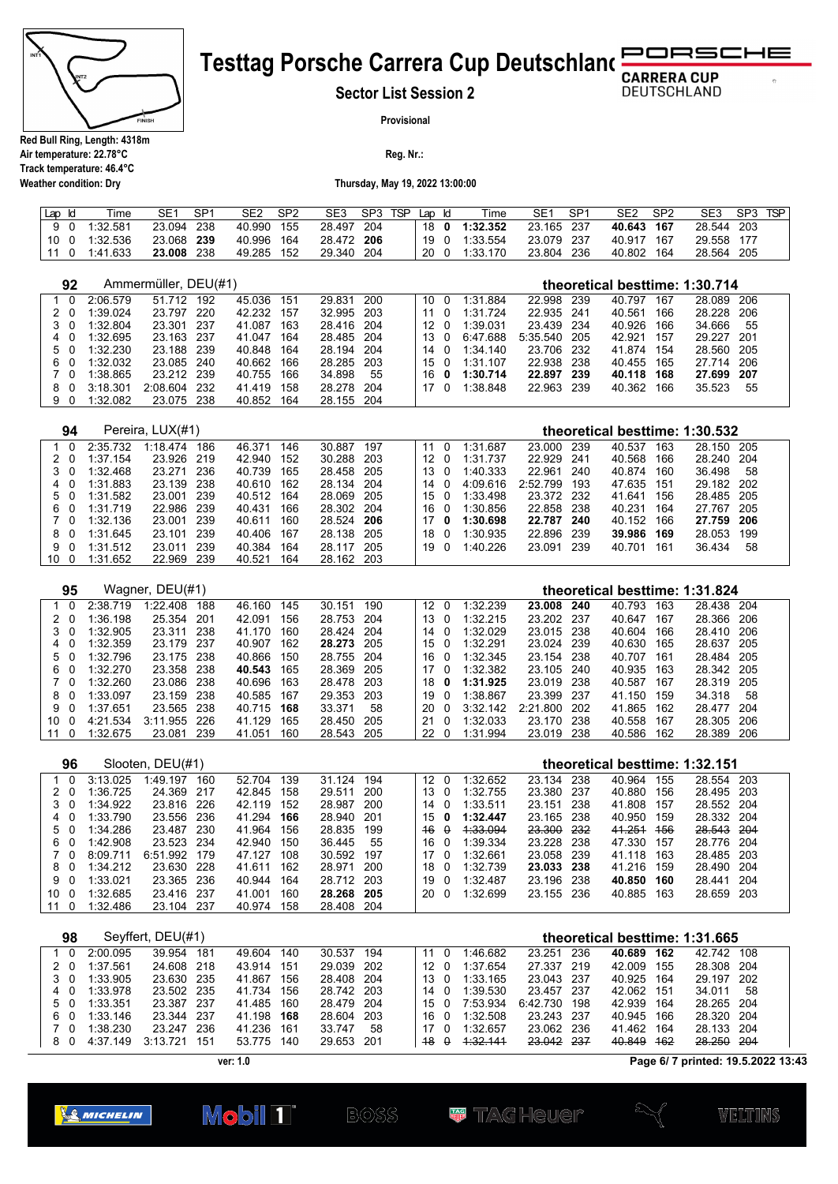# Testtag Porsche Carrera Cup Deutschland

**Sector List Session 2**

**Provisional**

Red Bull Ring, Length: 4318m
Air temperature: 22.78°C
Track temperature: 46.4°C
Weather condition: Dry

Reg. Nr.:

Thursday, May 19, 2022 13:00:00

| Lap | Id | Time | SE1 | SP1 | SE2 | SP2 | SE3 | SP3 | TSP | Lap | Id | Time | SE1 | SP1 | SE2 | SP2 | SE3 | SP3 | TSP |
|---|---|---|---|---|---|---|---|---|---|---|---|---|---|---|---|---|---|---|---|
| 9 | 0 | 1:32.581 | 23.094 | 238 | 40.990 | 155 | 28.497 | 204 | | 18 | **0** | **1:32.352** | 23.165 | 237 | **40.643** | **167** | 28.544 | 203 | |
| 10 | 0 | 1:32.536 | 23.068 | **239** | 40.996 | 164 | 28.472 | **206** | | 19 | 0 | 1:33.554 | 23.079 | 237 | 40.917 | 167 | 29.558 | 177 | |
| 11 | 0 | 1:41.633 | **23.008** | 238 | 49.285 | 152 | 29.340 | 204 | | 20 | 0 | 1:33.170 | 23.804 | 236 | 40.802 | 164 | 28.564 | 205 | |

## 92 Ammermüller, DEU(#1) — theoretical besttime: 1:30.714

| Lap | Id | Time | SE1 | SP1 | SE2 | SP2 | SE3 | SP3 | Lap | Id | Time | SE1 | SP1 | SE2 | SP2 | SE3 | SP3 |
|---|---|---|---|---|---|---|---|---|---|---|---|---|---|---|---|---|---|
| 1 | 0 | 2:06.579 | 51.712 | 192 | 45.036 | 151 | 29.831 | 200 | 10 | 0 | 1:31.884 | 22.998 | 239 | 40.797 | 167 | 28.089 | 206 |
| 2 | 0 | 1:39.024 | 23.797 | 220 | 42.232 | 157 | 32.995 | 203 | 11 | 0 | 1:31.724 | 22.935 | 241 | 40.561 | 166 | 28.228 | 206 |
| 3 | 0 | 1:32.804 | 23.301 | 237 | 41.087 | 163 | 28.416 | 204 | 12 | 0 | 1:39.031 | 23.439 | 234 | 40.926 | 166 | 34.666 | 55 |
| 4 | 0 | 1:32.695 | 23.163 | 237 | 41.047 | 164 | 28.485 | 204 | 13 | 0 | 6:47.688 | 5:35.540 | 205 | 42.921 | 157 | 29.227 | 201 |
| 5 | 0 | 1:32.230 | 23.188 | 239 | 40.848 | 164 | 28.194 | 204 | 14 | 0 | 1:34.140 | 23.706 | 232 | 41.874 | 154 | 28.560 | 205 |
| 6 | 0 | 1:32.032 | 23.085 | 240 | 40.662 | 166 | 28.285 | 203 | 15 | 0 | 1:31.107 | 22.938 | 238 | 40.455 | 165 | 27.714 | 206 |
| 7 | 0 | 1:38.865 | 23.212 | 239 | 40.755 | 166 | 34.898 | 55 | 16 | **0** | **1:30.714** | **22.897** | **239** | **40.118** | **168** | **27.699** | **207** |
| 8 | 0 | 3:18.301 | 2:08.604 | 232 | 41.419 | 158 | 28.278 | 204 | 17 | 0 | 1:38.848 | 22.963 | 239 | 40.362 | 166 | 35.523 | 55 |
| 9 | 0 | 1:32.082 | 23.075 | 238 | 40.852 | 164 | 28.155 | 204 | | | | | | | | | |

## 94 Pereira, LUX(#1) — theoretical besttime: 1:30.532

| Lap | Id | Time | SE1 | SP1 | SE2 | SP2 | SE3 | SP3 | Lap | Id | Time | SE1 | SP1 | SE2 | SP2 | SE3 | SP3 |
|---|---|---|---|---|---|---|---|---|---|---|---|---|---|---|---|---|---|
| 1 | 0 | 2:35.732 | 1:18.474 | 186 | 46.371 | 146 | 30.887 | 197 | 11 | 0 | 1:31.687 | 23.000 | 239 | 40.537 | 163 | 28.150 | 205 |
| 2 | 0 | 1:37.154 | 23.926 | 219 | 42.940 | 152 | 30.288 | 203 | 12 | 0 | 1:31.737 | 22.929 | 241 | 40.568 | 166 | 28.240 | 204 |
| 3 | 0 | 1:32.468 | 23.271 | 236 | 40.739 | 165 | 28.458 | 205 | 13 | 0 | 1:40.333 | 22.961 | 240 | 40.874 | 160 | 36.498 | 58 |
| 4 | 0 | 1:31.883 | 23.139 | 238 | 40.610 | 162 | 28.134 | 204 | 14 | 0 | 4:09.616 | 2:52.799 | 193 | 47.635 | 151 | 29.182 | 202 |
| 5 | 0 | 1:31.592 | 23.001 | 239 | 40.512 | 164 | 28.069 | 205 | 15 | 0 | 1:33.498 | 23.372 | 232 | 41.641 | 156 | 28.485 | 205 |
| 6 | 0 | 1:31.719 | 22.986 | 239 | 40.431 | 166 | 28.302 | 204 | 16 | 0 | 1:30.856 | 22.858 | 238 | 40.231 | 164 | 27.767 | 205 |
| 7 | 0 | 1:32.136 | 23.001 | 239 | 40.611 | 160 | 28.524 | **206** | 17 | **0** | **1:30.698** | **22.787** | **240** | 40.152 | 166 | **27.759** | **206** |
| 8 | 0 | 1:31.645 | 23.101 | 239 | 40.406 | 167 | 28.138 | 205 | 18 | 0 | 1:30.935 | 22.896 | 239 | **39.986** | **169** | 28.053 | 199 |
| 9 | 0 | 1:31.512 | 23.011 | 239 | 40.384 | 164 | 28.117 | 205 | 19 | 0 | 1:40.226 | 23.091 | 239 | 40.701 | 161 | 36.434 | 58 |
| 10 | 0 | 1:31.652 | 22.969 | 239 | 40.521 | 164 | 28.162 | 203 | | | | | | | | | |

## 95 Wagner, DEU(#1) — theoretical besttime: 1:31.824

| Lap | Id | Time | SE1 | SP1 | SE2 | SP2 | SE3 | SP3 | Lap | Id | Time | SE1 | SP1 | SE2 | SP2 | SE3 | SP3 |
|---|---|---|---|---|---|---|---|---|---|---|---|---|---|---|---|---|---|
| 1 | 0 | 2:38.719 | 1:22.408 | 188 | 46.160 | 145 | 30.151 | 190 | 12 | 0 | 1:32.239 | **23.008** | **240** | 40.793 | 163 | 28.438 | 204 |
| 2 | 0 | 1:36.198 | 25.354 | 201 | 42.091 | 156 | 28.753 | 204 | 13 | 0 | 1:32.215 | 23.202 | 237 | 40.647 | 167 | 28.366 | 206 |
| 3 | 0 | 1:32.905 | 23.311 | 238 | 41.170 | 160 | 28.424 | 204 | 14 | 0 | 1:32.029 | 23.015 | 238 | 40.604 | 166 | 28.410 | 206 |
| 4 | 0 | 1:32.359 | 23.179 | 237 | 40.907 | 162 | **28.273** | 205 | 15 | 0 | 1:32.291 | 23.024 | 239 | 40.630 | 165 | 28.637 | 205 |
| 5 | 0 | 1:32.796 | 23.175 | 238 | 40.866 | 150 | 28.755 | 204 | 16 | 0 | 1:32.345 | 23.154 | 238 | 40.707 | 161 | 28.484 | 205 |
| 6 | 0 | 1:32.270 | 23.358 | 238 | **40.543** | 165 | 28.369 | 205 | 17 | 0 | 1:32.382 | 23.105 | 240 | 40.935 | 163 | 28.342 | 205 |
| 7 | 0 | 1:32.260 | 23.086 | 238 | 40.696 | 163 | 28.478 | 203 | 18 | **0** | **1:31.925** | 23.019 | 238 | 40.587 | 167 | 28.319 | 205 |
| 8 | 0 | 1:33.097 | 23.159 | 238 | 40.585 | 167 | 29.353 | 203 | 19 | 0 | 1:38.867 | 23.399 | 237 | 41.150 | 159 | 34.318 | 58 |
| 9 | 0 | 1:37.651 | 23.565 | 238 | 40.715 | **168** | 33.371 | 58 | 20 | 0 | 3:32.142 | 2:21.800 | 202 | 41.865 | 162 | 28.477 | 204 |
| 10 | 0 | 4:21.534 | 3:11.955 | 226 | 41.129 | 165 | 28.450 | 205 | 21 | 0 | 1:32.033 | 23.170 | 238 | 40.558 | 167 | 28.305 | 206 |
| 11 | 0 | 1:32.675 | 23.081 | 239 | 41.051 | 160 | 28.543 | 205 | 22 | 0 | 1:31.994 | 23.019 | 238 | 40.586 | 162 | 28.389 | 206 |

## 96 Slooten, DEU(#1) — theoretical besttime: 1:32.151

| Lap | Id | Time | SE1 | SP1 | SE2 | SP2 | SE3 | SP3 | Lap | Id | Time | SE1 | SP1 | SE2 | SP2 | SE3 | SP3 |
|---|---|---|---|---|---|---|---|---|---|---|---|---|---|---|---|---|---|
| 1 | 0 | 3:13.025 | 1:49.197 | 160 | 52.704 | 139 | 31.124 | 194 | 12 | 0 | 1:32.652 | 23.134 | 238 | 40.964 | 155 | 28.554 | 203 |
| 2 | 0 | 1:36.725 | 24.369 | 217 | 42.845 | 158 | 29.511 | 200 | 13 | 0 | 1:32.755 | 23.380 | 237 | 40.880 | 156 | 28.495 | 203 |
| 3 | 0 | 1:34.922 | 23.816 | 226 | 42.119 | 152 | 28.987 | 200 | 14 | 0 | 1:33.511 | 23.151 | 238 | 41.808 | 157 | 28.552 | 204 |
| 4 | 0 | 1:33.790 | 23.556 | 236 | 41.294 | **166** | 28.940 | 201 | 15 | **0** | **1:32.447** | 23.165 | 238 | 40.950 | 159 | 28.332 | 204 |
| 5 | 0 | 1:34.286 | 23.487 | 230 | 41.964 | 156 | 28.835 | 199 | ~~16~~ | ~~0~~ | ~~1:33.094~~ | ~~23.300~~ | ~~232~~ | ~~41.251~~ | ~~156~~ | ~~28.543~~ | ~~204~~ |
| 6 | 0 | 1:42.908 | 23.523 | 234 | 42.940 | 150 | 36.445 | 55 | 16 | 0 | 1:39.334 | 23.228 | 238 | 47.330 | 157 | 28.776 | 204 |
| 7 | 0 | 8:09.711 | 6:51.992 | 179 | 47.127 | 108 | 30.592 | 197 | 17 | 0 | 1:32.661 | 23.058 | 239 | 41.118 | 163 | 28.485 | 203 |
| 8 | 0 | 1:34.212 | 23.630 | 228 | 41.611 | 162 | 28.971 | 200 | 18 | 0 | 1:32.739 | **23.033** | **238** | 41.216 | 159 | 28.490 | 204 |
| 9 | 0 | 1:33.021 | 23.365 | 236 | 40.944 | 164 | 28.712 | 203 | 19 | 0 | 1:32.487 | 23.196 | 238 | **40.850** | **160** | 28.441 | 204 |
| 10 | 0 | 1:32.685 | 23.416 | 237 | 41.001 | 160 | **28.268** | **205** | 20 | 0 | 1:32.699 | 23.155 | 236 | 40.885 | 163 | 28.659 | 203 |
| 11 | 0 | 1:32.486 | 23.104 | 237 | 40.974 | 158 | 28.408 | 204 | | | | | | | | | |

## 98 Seyffert, DEU(#1) — theoretical besttime: 1:31.665

| Lap | Id | Time | SE1 | SP1 | SE2 | SP2 | SE3 | SP3 | Lap | Id | Time | SE1 | SP1 | SE2 | SP2 | SE3 | SP3 |
|---|---|---|---|---|---|---|---|---|---|---|---|---|---|---|---|---|---|
| 1 | 0 | 2:00.095 | 39.954 | 181 | 49.604 | 140 | 30.537 | 194 | 11 | 0 | 1:46.682 | 23.251 | 236 | **40.689** | **162** | 42.742 | 108 |
| 2 | 0 | 1:37.561 | 24.608 | 218 | 43.914 | 151 | 29.039 | 202 | 12 | 0 | 1:37.654 | 27.337 | 219 | 42.009 | 155 | 28.308 | 204 |
| 3 | 0 | 1:33.905 | 23.630 | 235 | 41.867 | 156 | 28.408 | 204 | 13 | 0 | 1:33.165 | 23.043 | 237 | 40.925 | 164 | 29.197 | 202 |
| 4 | 0 | 1:33.978 | 23.502 | 235 | 41.734 | 156 | 28.742 | 203 | 14 | 0 | 1:39.530 | 23.457 | 237 | 42.062 | 151 | 34.011 | 58 |
| 5 | 0 | 1:33.351 | 23.387 | 237 | 41.485 | 160 | 28.479 | 204 | 15 | 0 | 7:53.934 | 6:42.730 | 198 | 42.939 | 164 | 28.265 | 204 |
| 6 | 0 | 1:33.146 | 23.344 | 237 | 41.198 | **168** | 28.604 | 203 | 16 | 0 | 1:32.508 | 23.243 | 237 | 40.945 | 166 | 28.320 | 204 |
| 7 | 0 | 1:38.230 | 23.247 | 236 | 41.236 | 161 | 33.747 | 58 | 17 | 0 | 1:32.657 | 23.062 | 236 | 41.462 | 164 | 28.133 | 204 |
| 8 | 0 | 4:37.149 | 3:13.721 | 151 | 53.775 | 140 | 29.653 | 201 | ~~18~~ | ~~0~~ | ~~1:32.141~~ | ~~23.042~~ | ~~237~~ | ~~40.849~~ | ~~162~~ | ~~28.250~~ | ~~204~~ |

ver: 1.0

Page 6/ 7 printed: 19.5.2022 13:43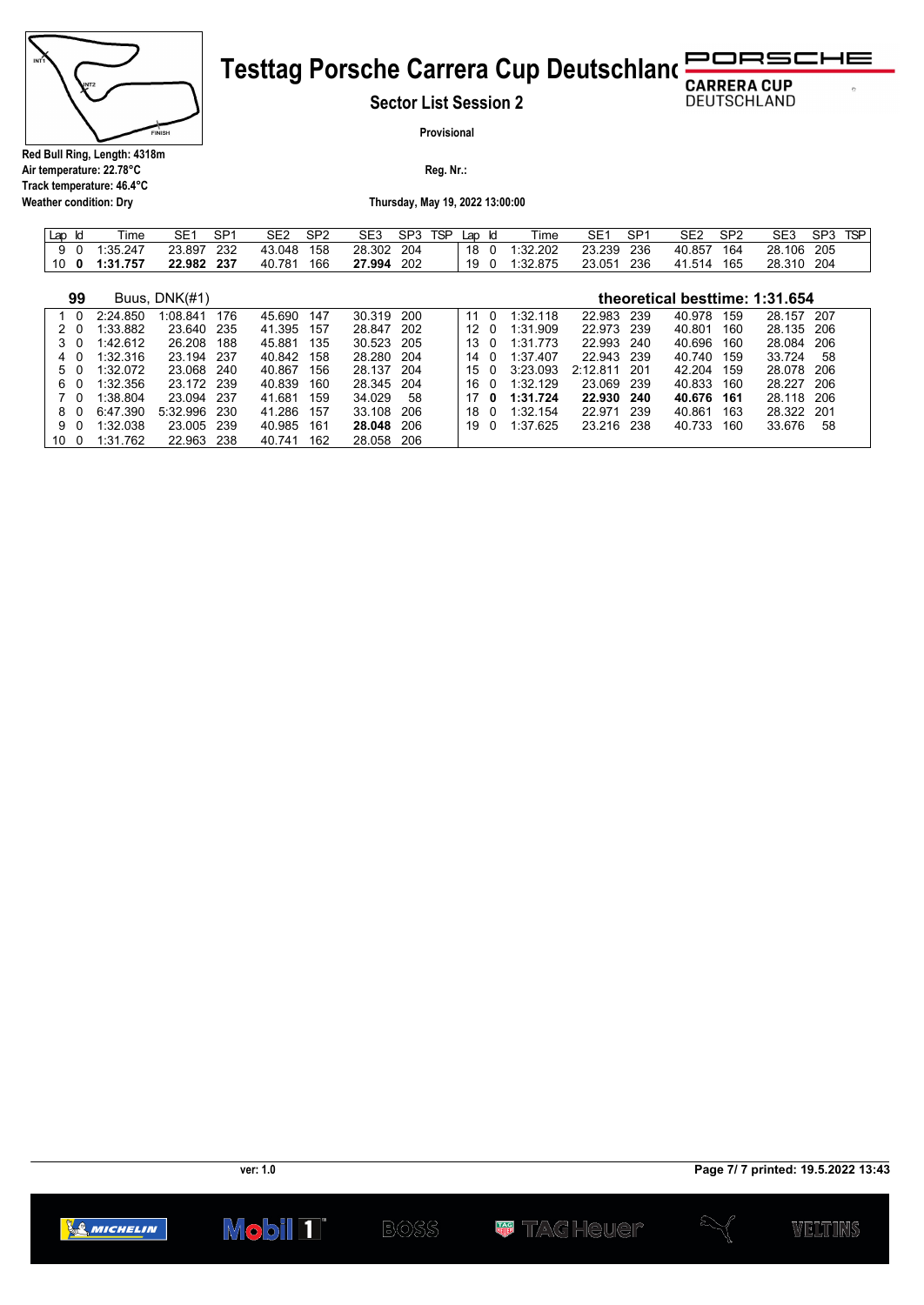# Testtag Porsche Carrera Cup Deutschland

**Sector List Session 2**

**Provisional**

Red Bull Ring, Length: 4318m
Air temperature: 22.78°C
Track temperature: 46.4°C
Weather condition: Dry

Reg. Nr.:

Thursday, May 19, 2022 13:00:00

| Lap | Id | Time | SE1 | SP1 | SE2 | SP2 | SE3 | SP3 | TSP | Lap | Id | Time | SE1 | SP1 | SE2 | SP2 | SE3 | SP3 | TSP |
|---|---|---|---|---|---|---|---|---|---|---|---|---|---|---|---|---|---|---|---|
| 9 | 0 | 1:35.247 | 23.897 | 232 | 43.048 | 158 | 28.302 | 204 | | 18 | 0 | 1:32.202 | 23.239 | 236 | 40.857 | 164 | 28.106 | 205 | |
| 10 | **0** | **1:31.757** | **22.982** | **237** | 40.781 | 166 | **27.994** | 202 | | 19 | 0 | 1:32.875 | 23.051 | 236 | 41.514 | 165 | 28.310 | 204 | |

**99** Buus, DNK(#1) — **theoretical besttime: 1:31.654**

| Lap | Id | Time | SE1 | SP1 | SE2 | SP2 | SE3 | SP3 | TSP | Lap | Id | Time | SE1 | SP1 | SE2 | SP2 | SE3 | SP3 | TSP |
|---|---|---|---|---|---|---|---|---|---|---|---|---|---|---|---|---|---|---|---|
| 1 | 0 | 2:24.850 | 1:08.841 | 176 | 45.690 | 147 | 30.319 | 200 | | 11 | 0 | 1:32.118 | 22.983 | 239 | 40.978 | 159 | 28.157 | 207 | |
| 2 | 0 | 1:33.882 | 23.640 | 235 | 41.395 | 157 | 28.847 | 202 | | 12 | 0 | 1:31.909 | 22.973 | 239 | 40.801 | 160 | 28.135 | 206 | |
| 3 | 0 | 1:42.612 | 26.208 | 188 | 45.881 | 135 | 30.523 | 205 | | 13 | 0 | 1:31.773 | 22.993 | 240 | 40.696 | 160 | 28.084 | 206 | |
| 4 | 0 | 1:32.316 | 23.194 | 237 | 40.842 | 158 | 28.280 | 204 | | 14 | 0 | 1:37.407 | 22.943 | 239 | 40.740 | 159 | 33.724 | 58 | |
| 5 | 0 | 1:32.072 | 23.068 | 240 | 40.867 | 156 | 28.137 | 204 | | 15 | 0 | 3:23.093 | 2:12.811 | 201 | 42.204 | 159 | 28.078 | 206 | |
| 6 | 0 | 1:32.356 | 23.172 | 239 | 40.839 | 160 | 28.345 | 204 | | 16 | 0 | 1:32.129 | 23.069 | 239 | 40.833 | 160 | 28.227 | 206 | |
| 7 | 0 | 1:38.804 | 23.094 | 237 | 41.681 | 159 | 34.029 | 58 | | 17 | **0** | **1:31.724** | **22.930** | **240** | **40.676** | **161** | 28.118 | 206 | |
| 8 | 0 | 6:47.390 | 5:32.996 | 230 | 41.286 | 157 | 33.108 | 206 | | 18 | 0 | 1:32.154 | 22.971 | 239 | 40.861 | 163 | 28.322 | 201 | |
| 9 | 0 | 1:32.038 | 23.005 | 239 | 40.985 | 161 | **28.048** | 206 | | 19 | 0 | 1:37.625 | 23.216 | 238 | 40.733 | 160 | 33.676 | 58 | |
| 10 | 0 | 1:31.762 | 22.963 | 238 | 40.741 | 162 | 28.058 | 206 | | | | | | | | | | | |

ver: 1.0

Page 7/ 7 printed: 19.5.2022 13:43